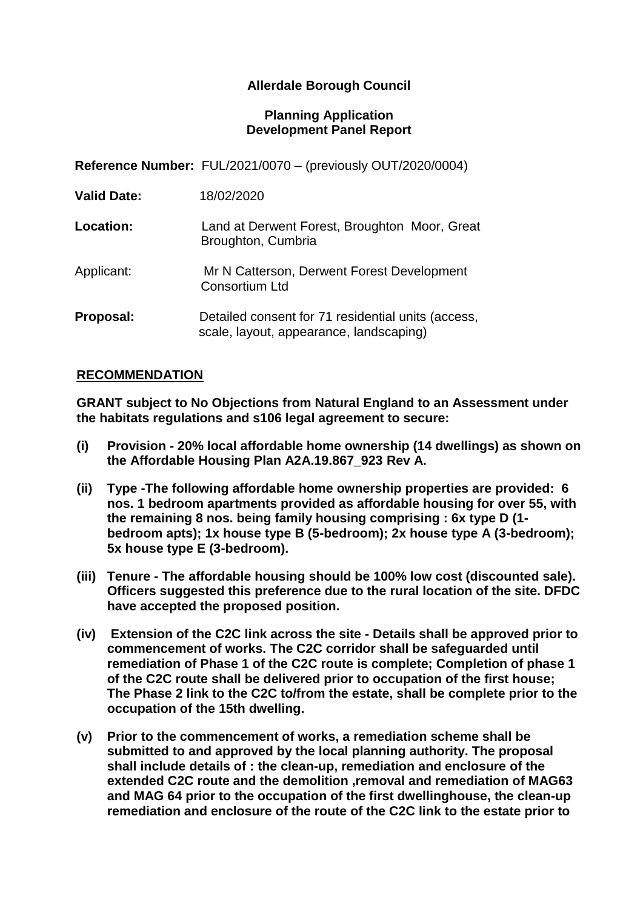**Allerdale Borough Council**

**Planning Application**
**Development Panel Report**

**Reference Number:** FUL/2021/0070 – (previously OUT/2020/0004)

**Valid Date:** 18/02/2020

**Location:** Land at Derwent Forest, Broughton Moor, Great Broughton, Cumbria

Applicant: Mr N Catterson, Derwent Forest Development Consortium Ltd

**Proposal:** Detailed consent for 71 residential units (access, scale, layout, appearance, landscaping)

## RECOMMENDATION

**GRANT subject to No Objections from Natural England to an Assessment under the habitats regulations and s106 legal agreement to secure:**

- **(i) Provision - 20% local affordable home ownership (14 dwellings) as shown on the Affordable Housing Plan A2A.19.867_923 Rev A.**
- **(ii) Type -The following affordable home ownership properties are provided: 6 nos. 1 bedroom apartments provided as affordable housing for over 55, with the remaining 8 nos. being family housing comprising : 6x type D (1-bedroom apts); 1x house type B (5-bedroom); 2x house type A (3-bedroom); 5x house type E (3-bedroom).**
- **(iii) Tenure - The affordable housing should be 100% low cost (discounted sale). Officers suggested this preference due to the rural location of the site. DFDC have accepted the proposed position.**
- **(iv) Extension of the C2C link across the site - Details shall be approved prior to commencement of works. The C2C corridor shall be safeguarded until remediation of Phase 1 of the C2C route is complete; Completion of phase 1 of the C2C route shall be delivered prior to occupation of the first house; The Phase 2 link to the C2C to/from the estate, shall be complete prior to the occupation of the 15th dwelling.**
- **(v) Prior to the commencement of works, a remediation scheme shall be submitted to and approved by the local planning authority. The proposal shall include details of : the clean-up, remediation and enclosure of the extended C2C route and the demolition ,removal and remediation of MAG63 and MAG 64 prior to the occupation of the first dwellinghouse, the clean-up remediation and enclosure of the route of the C2C link to the estate prior to**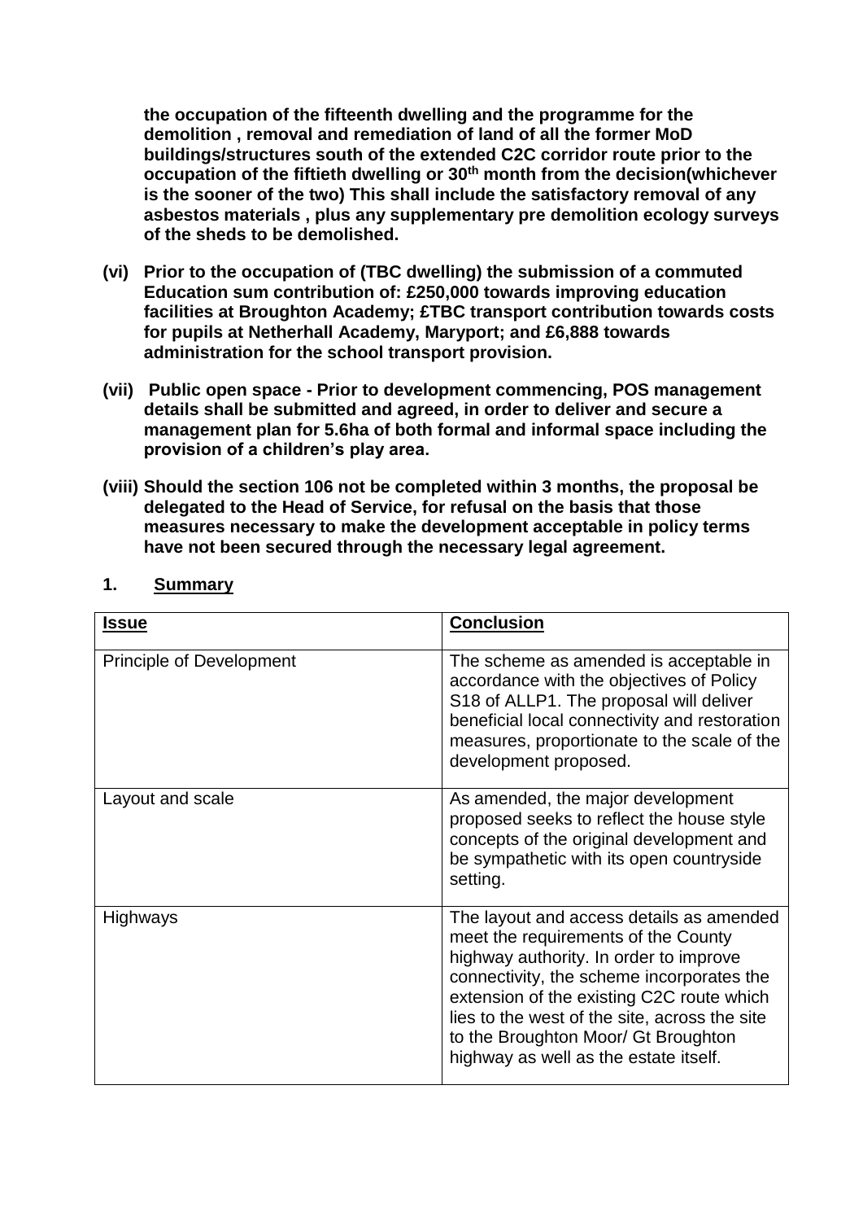**the occupation of the fifteenth dwelling and the programme for the demolition , removal and remediation of land of all the former MoD buildings/structures south of the extended C2C corridor route prior to the occupation of the fiftieth dwelling or 30th month from the decision(whichever is the sooner of the two) This shall include the satisfactory removal of any asbestos materials , plus any supplementary pre demolition ecology surveys of the sheds to be demolished.**

**(vi) Prior to the occupation of (TBC dwelling) the submission of a commuted Education sum contribution of: £250,000 towards improving education facilities at Broughton Academy; £TBC transport contribution towards costs for pupils at Netherhall Academy, Maryport; and £6,888 towards administration for the school transport provision.**

**(vii) Public open space - Prior to development commencing, POS management details shall be submitted and agreed, in order to deliver and secure a management plan for 5.6ha of both formal and informal space including the provision of a children's play area.**

**(viii) Should the section 106 not be completed within 3 months, the proposal be delegated to the Head of Service, for refusal on the basis that those measures necessary to make the development acceptable in policy terms have not been secured through the necessary legal agreement.**

## 1. Summary

| Issue | Conclusion |
|---|---|
| Principle of Development | The scheme as amended is acceptable in accordance with the objectives of Policy S18 of ALLP1. The proposal will deliver beneficial local connectivity and restoration measures, proportionate to the scale of the development proposed. |
| Layout and scale | As amended, the major development proposed seeks to reflect the house style concepts of the original development and be sympathetic with its open countryside setting. |
| Highways | The layout and access details as amended meet the requirements of the County highway authority. In order to improve connectivity, the scheme incorporates the extension of the existing C2C route which lies to the west of the site, across the site to the Broughton Moor/ Gt Broughton highway as well as the estate itself. |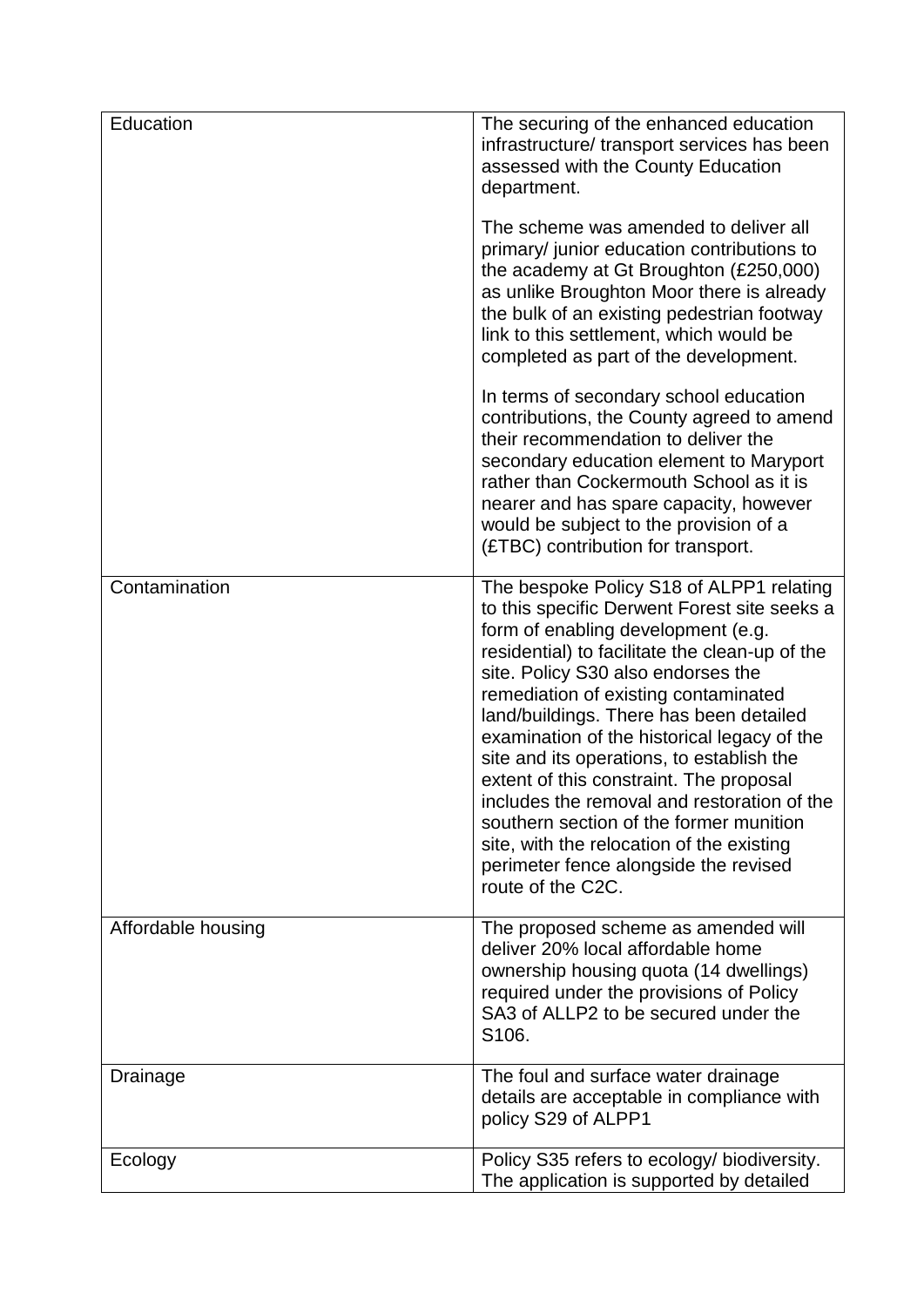| | |
|---|---|
| Education | The securing of the enhanced education infrastructure/ transport services has been assessed with the County Education department.<br><br>The scheme was amended to deliver all primary/ junior education contributions to the academy at Gt Broughton (£250,000) as unlike Broughton Moor there is already the bulk of an existing pedestrian footway link to this settlement, which would be completed as part of the development.<br><br>In terms of secondary school education contributions, the County agreed to amend their recommendation to deliver the secondary education element to Maryport rather than Cockermouth School as it is nearer and has spare capacity, however would be subject to the provision of a (£TBC) contribution for transport. |
| Contamination | The bespoke Policy S18 of ALPP1 relating to this specific Derwent Forest site seeks a form of enabling development (e.g. residential) to facilitate the clean-up of the site. Policy S30 also endorses the remediation of existing contaminated land/buildings. There has been detailed examination of the historical legacy of the site and its operations, to establish the extent of this constraint. The proposal includes the removal and restoration of the southern section of the former munition site, with the relocation of the existing perimeter fence alongside the revised route of the C2C. |
| Affordable housing | The proposed scheme as amended will deliver 20% local affordable home ownership housing quota (14 dwellings) required under the provisions of Policy SA3 of ALLP2 to be secured under the S106. |
| Drainage | The foul and surface water drainage details are acceptable in compliance with policy S29 of ALPP1 |
| Ecology | Policy S35 refers to ecology/ biodiversity. The application is supported by detailed |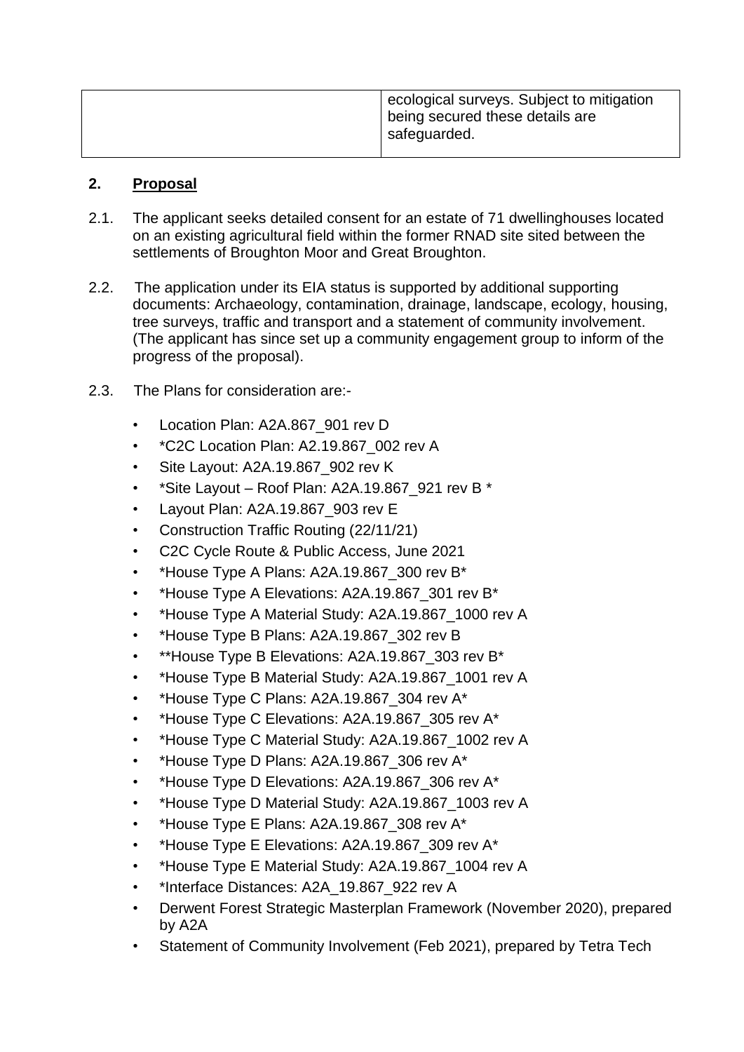| | ecological surveys. Subject to mitigation being secured these details are safeguarded. |
|---|---|

## 2. Proposal

2.1. The applicant seeks detailed consent for an estate of 71 dwellinghouses located on an existing agricultural field within the former RNAD site sited between the settlements of Broughton Moor and Great Broughton.

2.2. The application under its EIA status is supported by additional supporting documents: Archaeology, contamination, drainage, landscape, ecology, housing, tree surveys, traffic and transport and a statement of community involvement. (The applicant has since set up a community engagement group to inform of the progress of the proposal).

2.3. The Plans for consideration are:-

- Location Plan: A2A.867_901 rev D
- *C2C Location Plan: A2.19.867_002 rev A
- Site Layout: A2A.19.867_902 rev K
- *Site Layout – Roof Plan: A2A.19.867_921 rev B *
- Layout Plan: A2A.19.867_903 rev E
- Construction Traffic Routing (22/11/21)
- C2C Cycle Route & Public Access, June 2021
- *House Type A Plans: A2A.19.867_300 rev B*
- *House Type A Elevations: A2A.19.867_301 rev B*
- *House Type A Material Study: A2A.19.867_1000 rev A
- *House Type B Plans: A2A.19.867_302 rev B
- **House Type B Elevations: A2A.19.867_303 rev B*
- *House Type B Material Study: A2A.19.867_1001 rev A
- *House Type C Plans: A2A.19.867_304 rev A*
- *House Type C Elevations: A2A.19.867_305 rev A*
- *House Type C Material Study: A2A.19.867_1002 rev A
- *House Type D Plans: A2A.19.867_306 rev A*
- *House Type D Elevations: A2A.19.867_306 rev A*
- *House Type D Material Study: A2A.19.867_1003 rev A
- *House Type E Plans: A2A.19.867_308 rev A*
- *House Type E Elevations: A2A.19.867_309 rev A*
- *House Type E Material Study: A2A.19.867_1004 rev A
- *Interface Distances: A2A_19.867_922 rev A
- Derwent Forest Strategic Masterplan Framework (November 2020), prepared by A2A
- Statement of Community Involvement (Feb 2021), prepared by Tetra Tech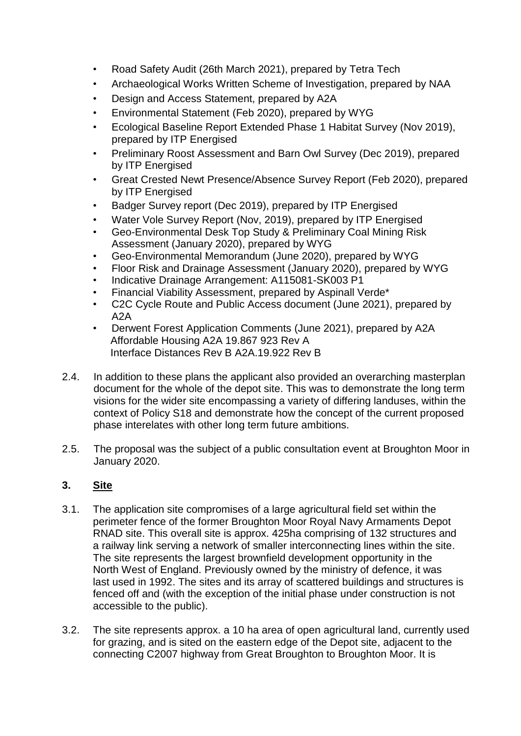- Road Safety Audit (26th March 2021), prepared by Tetra Tech
- Archaeological Works Written Scheme of Investigation, prepared by NAA
- Design and Access Statement, prepared by A2A
- Environmental Statement (Feb 2020), prepared by WYG
- Ecological Baseline Report Extended Phase 1 Habitat Survey (Nov 2019), prepared by ITP Energised
- Preliminary Roost Assessment and Barn Owl Survey (Dec 2019), prepared by ITP Energised
- Great Crested Newt Presence/Absence Survey Report (Feb 2020), prepared by ITP Energised
- Badger Survey report (Dec 2019), prepared by ITP Energised
- Water Vole Survey Report (Nov, 2019), prepared by ITP Energised
- Geo-Environmental Desk Top Study & Preliminary Coal Mining Risk Assessment (January 2020), prepared by WYG
- Geo-Environmental Memorandum (June 2020), prepared by WYG
- Floor Risk and Drainage Assessment (January 2020), prepared by WYG
- Indicative Drainage Arrangement: A115081-SK003 P1
- Financial Viability Assessment, prepared by Aspinall Verde*
- C2C Cycle Route and Public Access document (June 2021), prepared by A2A
- Derwent Forest Application Comments (June 2021), prepared by A2A
  Affordable Housing A2A 19.867 923 Rev A
  Interface Distances Rev B A2A.19.922 Rev B

2.4. In addition to these plans the applicant also provided an overarching masterplan document for the whole of the depot site. This was to demonstrate the long term visions for the wider site encompassing a variety of differing landuses, within the context of Policy S18 and demonstrate how the concept of the current proposed phase interelates with other long term future ambitions.

2.5. The proposal was the subject of a public consultation event at Broughton Moor in January 2020.

## 3. Site

3.1. The application site compromises of a large agricultural field set within the perimeter fence of the former Broughton Moor Royal Navy Armaments Depot RNAD site. This overall site is approx. 425ha comprising of 132 structures and a railway link serving a network of smaller interconnecting lines within the site. The site represents the largest brownfield development opportunity in the North West of England. Previously owned by the ministry of defence, it was last used in 1992. The sites and its array of scattered buildings and structures is fenced off and (with the exception of the initial phase under construction is not accessible to the public).

3.2. The site represents approx. a 10 ha area of open agricultural land, currently used for grazing, and is sited on the eastern edge of the Depot site, adjacent to the connecting C2007 highway from Great Broughton to Broughton Moor. It is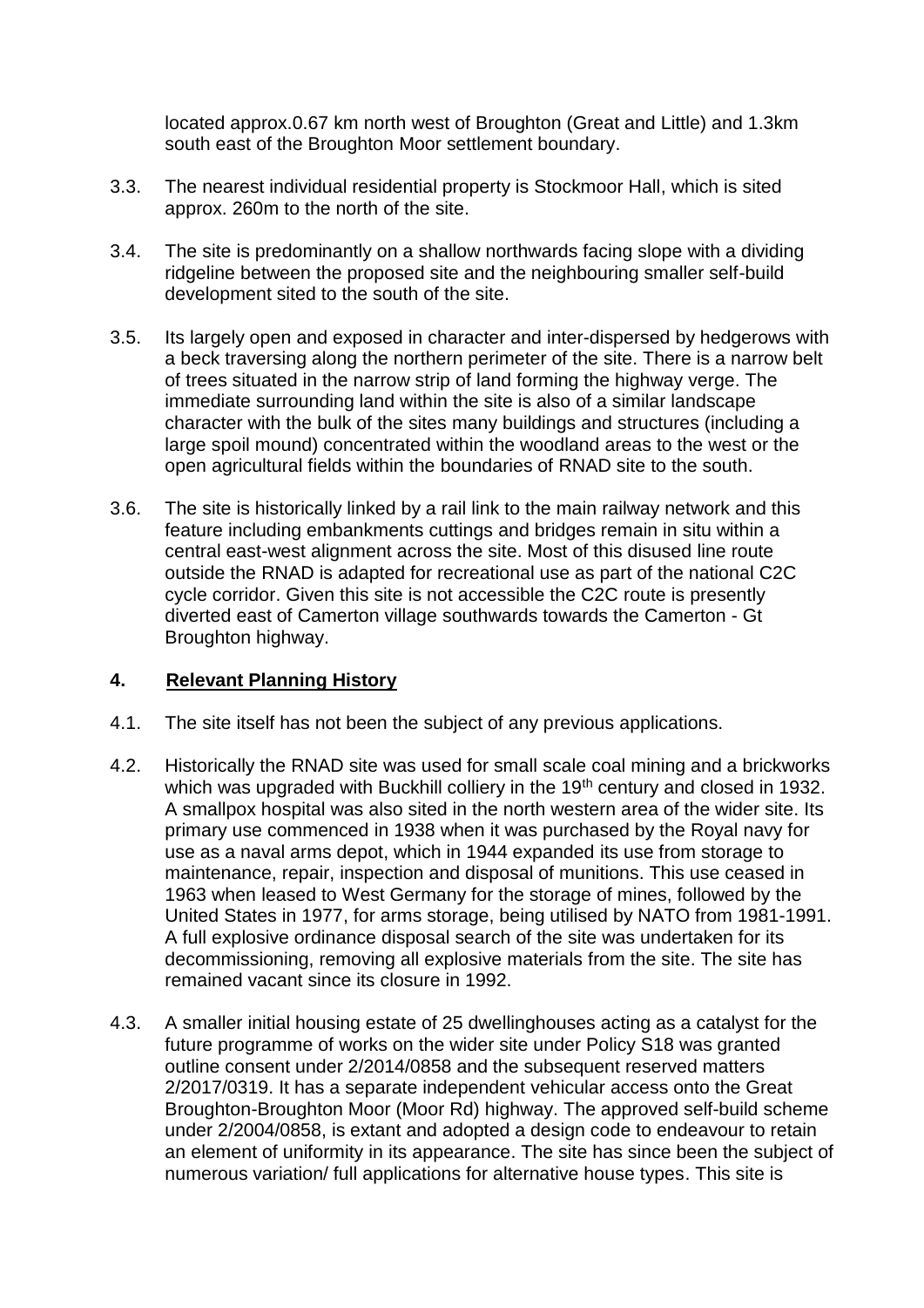located approx.0.67 km north west of Broughton (Great and Little) and 1.3km south east of the Broughton Moor settlement boundary.

3.3. The nearest individual residential property is Stockmoor Hall, which is sited approx. 260m to the north of the site.

3.4. The site is predominantly on a shallow northwards facing slope with a dividing ridgeline between the proposed site and the neighbouring smaller self-build development sited to the south of the site.

3.5. Its largely open and exposed in character and inter-dispersed by hedgerows with a beck traversing along the northern perimeter of the site. There is a narrow belt of trees situated in the narrow strip of land forming the highway verge. The immediate surrounding land within the site is also of a similar landscape character with the bulk of the sites many buildings and structures (including a large spoil mound) concentrated within the woodland areas to the west or the open agricultural fields within the boundaries of RNAD site to the south.

3.6. The site is historically linked by a rail link to the main railway network and this feature including embankments cuttings and bridges remain in situ within a central east-west alignment across the site. Most of this disused line route outside the RNAD is adapted for recreational use as part of the national C2C cycle corridor. Given this site is not accessible the C2C route is presently diverted east of Camerton village southwards towards the Camerton - Gt Broughton highway.

## 4. Relevant Planning History

4.1. The site itself has not been the subject of any previous applications.

4.2. Historically the RNAD site was used for small scale coal mining and a brickworks which was upgraded with Buckhill colliery in the 19th century and closed in 1932. A smallpox hospital was also sited in the north western area of the wider site. Its primary use commenced in 1938 when it was purchased by the Royal navy for use as a naval arms depot, which in 1944 expanded its use from storage to maintenance, repair, inspection and disposal of munitions. This use ceased in 1963 when leased to West Germany for the storage of mines, followed by the United States in 1977, for arms storage, being utilised by NATO from 1981-1991. A full explosive ordinance disposal search of the site was undertaken for its decommissioning, removing all explosive materials from the site. The site has remained vacant since its closure in 1992.

4.3. A smaller initial housing estate of 25 dwellinghouses acting as a catalyst for the future programme of works on the wider site under Policy S18 was granted outline consent under 2/2014/0858 and the subsequent reserved matters 2/2017/0319. It has a separate independent vehicular access onto the Great Broughton-Broughton Moor (Moor Rd) highway. The approved self-build scheme under 2/2004/0858, is extant and adopted a design code to endeavour to retain an element of uniformity in its appearance. The site has since been the subject of numerous variation/ full applications for alternative house types. This site is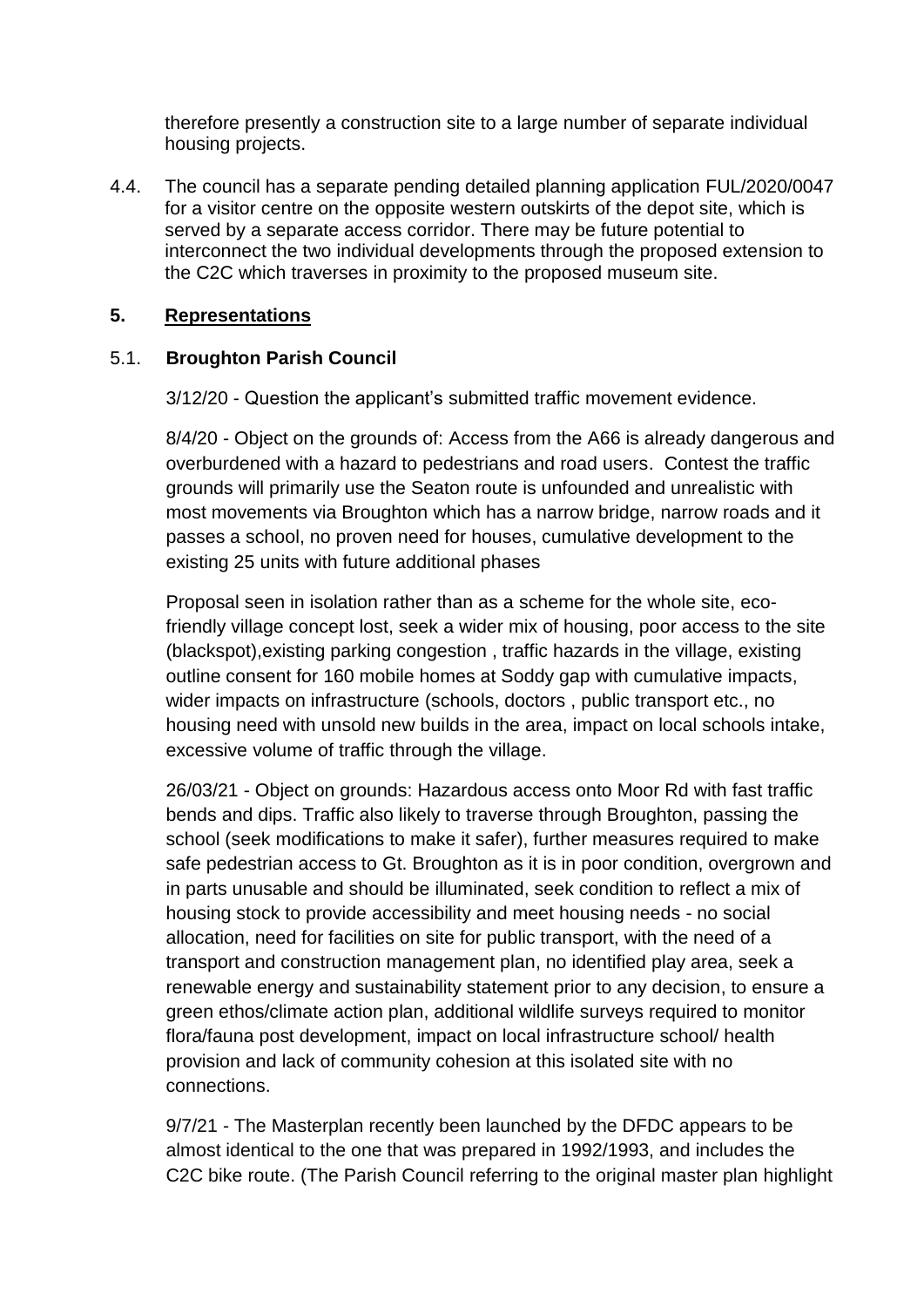therefore presently a construction site to a large number of separate individual housing projects.

4.4. The council has a separate pending detailed planning application FUL/2020/0047 for a visitor centre on the opposite western outskirts of the depot site, which is served by a separate access corridor. There may be future potential to interconnect the two individual developments through the proposed extension to the C2C which traverses in proximity to the proposed museum site.

## 5. Representations

### 5.1. Broughton Parish Council

3/12/20 - Question the applicant's submitted traffic movement evidence.

8/4/20 - Object on the grounds of: Access from the A66 is already dangerous and overburdened with a hazard to pedestrians and road users. Contest the traffic grounds will primarily use the Seaton route is unfounded and unrealistic with most movements via Broughton which has a narrow bridge, narrow roads and it passes a school, no proven need for houses, cumulative development to the existing 25 units with future additional phases

Proposal seen in isolation rather than as a scheme for the whole site, eco-friendly village concept lost, seek a wider mix of housing, poor access to the site (blackspot),existing parking congestion , traffic hazards in the village, existing outline consent for 160 mobile homes at Soddy gap with cumulative impacts, wider impacts on infrastructure (schools, doctors , public transport etc., no housing need with unsold new builds in the area, impact on local schools intake, excessive volume of traffic through the village.

26/03/21 - Object on grounds: Hazardous access onto Moor Rd with fast traffic bends and dips. Traffic also likely to traverse through Broughton, passing the school (seek modifications to make it safer), further measures required to make safe pedestrian access to Gt. Broughton as it is in poor condition, overgrown and in parts unusable and should be illuminated, seek condition to reflect a mix of housing stock to provide accessibility and meet housing needs - no social allocation, need for facilities on site for public transport, with the need of a transport and construction management plan, no identified play area, seek a renewable energy and sustainability statement prior to any decision, to ensure a green ethos/climate action plan, additional wildlife surveys required to monitor flora/fauna post development, impact on local infrastructure school/ health provision and lack of community cohesion at this isolated site with no connections.

9/7/21 - The Masterplan recently been launched by the DFDC appears to be almost identical to the one that was prepared in 1992/1993, and includes the C2C bike route. (The Parish Council referring to the original master plan highlight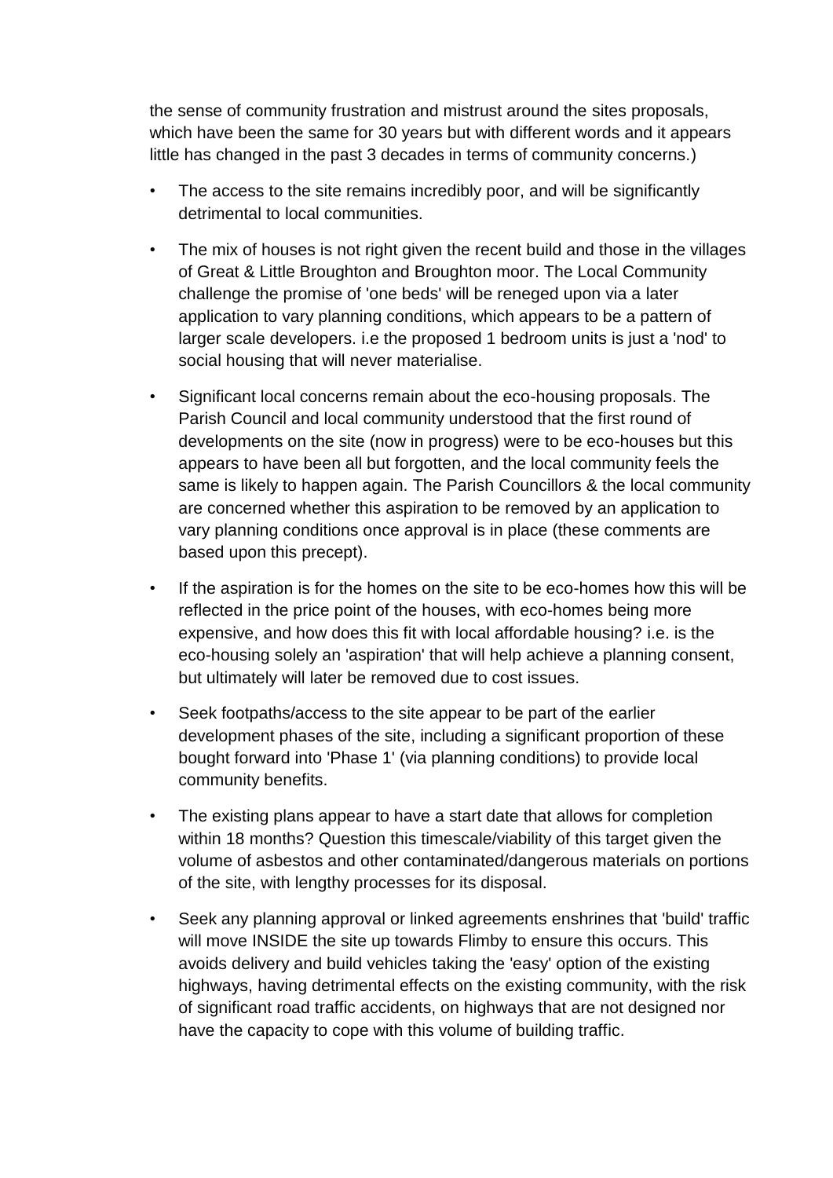the sense of community frustration and mistrust around the sites proposals, which have been the same for 30 years but with different words and it appears little has changed in the past 3 decades in terms of community concerns.)

- The access to the site remains incredibly poor, and will be significantly detrimental to local communities.
- The mix of houses is not right given the recent build and those in the villages of Great & Little Broughton and Broughton moor. The Local Community challenge the promise of 'one beds' will be reneged upon via a later application to vary planning conditions, which appears to be a pattern of larger scale developers. i.e the proposed 1 bedroom units is just a 'nod' to social housing that will never materialise.
- Significant local concerns remain about the eco-housing proposals. The Parish Council and local community understood that the first round of developments on the site (now in progress) were to be eco-houses but this appears to have been all but forgotten, and the local community feels the same is likely to happen again. The Parish Councillors & the local community are concerned whether this aspiration to be removed by an application to vary planning conditions once approval is in place (these comments are based upon this precept).
- If the aspiration is for the homes on the site to be eco-homes how this will be reflected in the price point of the houses, with eco-homes being more expensive, and how does this fit with local affordable housing? i.e. is the eco-housing solely an 'aspiration' that will help achieve a planning consent, but ultimately will later be removed due to cost issues.
- Seek footpaths/access to the site appear to be part of the earlier development phases of the site, including a significant proportion of these bought forward into 'Phase 1' (via planning conditions) to provide local community benefits.
- The existing plans appear to have a start date that allows for completion within 18 months? Question this timescale/viability of this target given the volume of asbestos and other contaminated/dangerous materials on portions of the site, with lengthy processes for its disposal.
- Seek any planning approval or linked agreements enshrines that 'build' traffic will move INSIDE the site up towards Flimby to ensure this occurs. This avoids delivery and build vehicles taking the 'easy' option of the existing highways, having detrimental effects on the existing community, with the risk of significant road traffic accidents, on highways that are not designed nor have the capacity to cope with this volume of building traffic.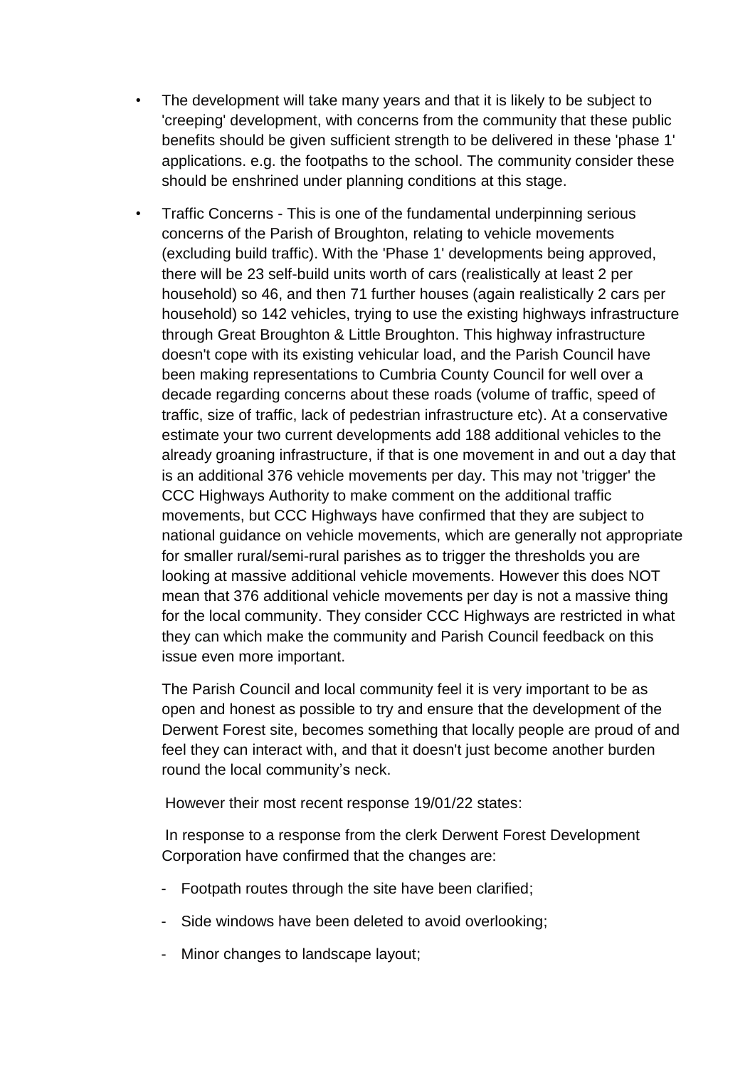- The development will take many years and that it is likely to be subject to 'creeping' development, with concerns from the community that these public benefits should be given sufficient strength to be delivered in these 'phase 1' applications. e.g. the footpaths to the school. The community consider these should be enshrined under planning conditions at this stage.

- Traffic Concerns - This is one of the fundamental underpinning serious concerns of the Parish of Broughton, relating to vehicle movements (excluding build traffic). With the 'Phase 1' developments being approved, there will be 23 self-build units worth of cars (realistically at least 2 per household) so 46, and then 71 further houses (again realistically 2 cars per household) so 142 vehicles, trying to use the existing highways infrastructure through Great Broughton & Little Broughton. This highway infrastructure doesn't cope with its existing vehicular load, and the Parish Council have been making representations to Cumbria County Council for well over a decade regarding concerns about these roads (volume of traffic, speed of traffic, size of traffic, lack of pedestrian infrastructure etc). At a conservative estimate your two current developments add 188 additional vehicles to the already groaning infrastructure, if that is one movement in and out a day that is an additional 376 vehicle movements per day. This may not 'trigger' the CCC Highways Authority to make comment on the additional traffic movements, but CCC Highways have confirmed that they are subject to national guidance on vehicle movements, which are generally not appropriate for smaller rural/semi-rural parishes as to trigger the thresholds you are looking at massive additional vehicle movements. However this does NOT mean that 376 additional vehicle movements per day is not a massive thing for the local community. They consider CCC Highways are restricted in what they can which make the community and Parish Council feedback on this issue even more important.

  The Parish Council and local community feel it is very important to be as open and honest as possible to try and ensure that the development of the Derwent Forest site, becomes something that locally people are proud of and feel they can interact with, and that it doesn't just become another burden round the local community's neck.

  However their most recent response 19/01/22 states:

  In response to a response from the clerk Derwent Forest Development Corporation have confirmed that the changes are:

  - Footpath routes through the site have been clarified;
  - Side windows have been deleted to avoid overlooking;
  - Minor changes to landscape layout;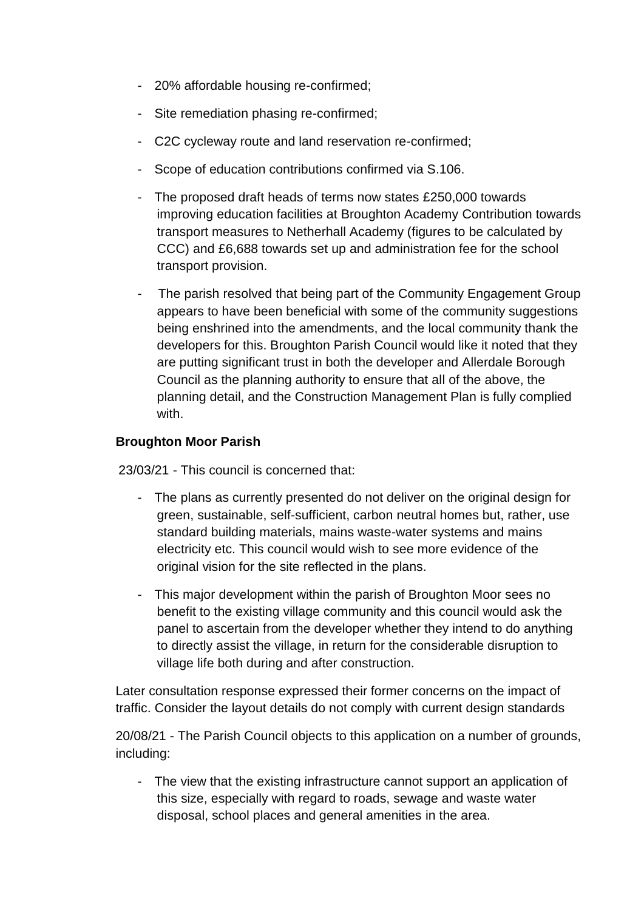- 20% affordable housing re-confirmed;
- Site remediation phasing re-confirmed;
- C2C cycleway route and land reservation re-confirmed;
- Scope of education contributions confirmed via S.106.
- The proposed draft heads of terms now states £250,000 towards improving education facilities at Broughton Academy Contribution towards transport measures to Netherhall Academy (figures to be calculated by CCC) and £6,688 towards set up and administration fee for the school transport provision.
- The parish resolved that being part of the Community Engagement Group appears to have been beneficial with some of the community suggestions being enshrined into the amendments, and the local community thank the developers for this. Broughton Parish Council would like it noted that they are putting significant trust in both the developer and Allerdale Borough Council as the planning authority to ensure that all of the above, the planning detail, and the Construction Management Plan is fully complied with.

**Broughton Moor Parish**

23/03/21 - This council is concerned that:

- The plans as currently presented do not deliver on the original design for green, sustainable, self-sufficient, carbon neutral homes but, rather, use standard building materials, mains waste-water systems and mains electricity etc. This council would wish to see more evidence of the original vision for the site reflected in the plans.
- This major development within the parish of Broughton Moor sees no benefit to the existing village community and this council would ask the panel to ascertain from the developer whether they intend to do anything to directly assist the village, in return for the considerable disruption to village life both during and after construction.

Later consultation response expressed their former concerns on the impact of traffic. Consider the layout details do not comply with current design standards

20/08/21 - The Parish Council objects to this application on a number of grounds, including:

- The view that the existing infrastructure cannot support an application of this size, especially with regard to roads, sewage and waste water disposal, school places and general amenities in the area.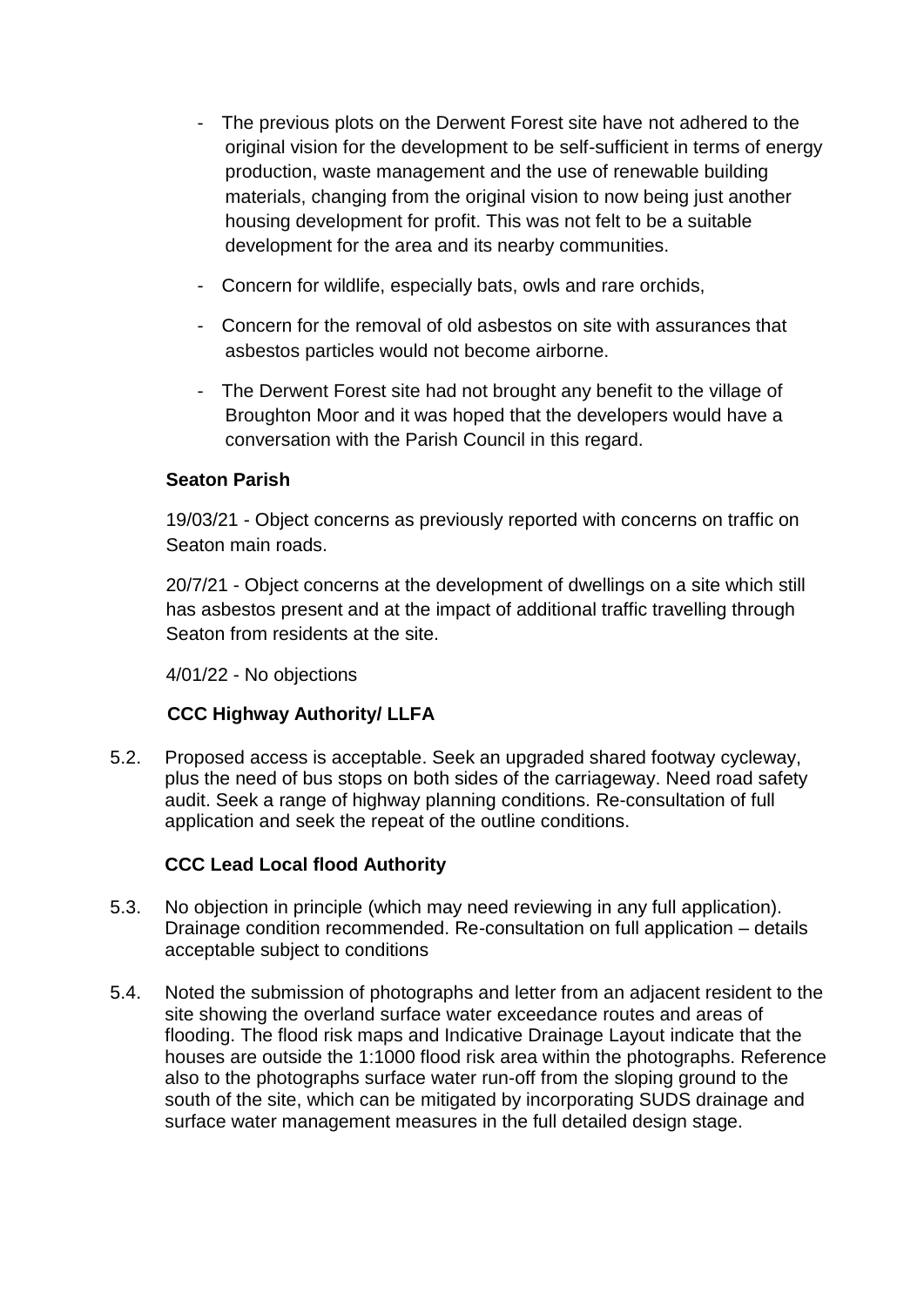- The previous plots on the Derwent Forest site have not adhered to the original vision for the development to be self-sufficient in terms of energy production, waste management and the use of renewable building materials, changing from the original vision to now being just another housing development for profit. This was not felt to be a suitable development for the area and its nearby communities.
- Concern for wildlife, especially bats, owls and rare orchids,
- Concern for the removal of old asbestos on site with assurances that asbestos particles would not become airborne.
- The Derwent Forest site had not brought any benefit to the village of Broughton Moor and it was hoped that the developers would have a conversation with the Parish Council in this regard.

**Seaton Parish**

19/03/21 - Object concerns as previously reported with concerns on traffic on Seaton main roads.

20/7/21 - Object concerns at the development of dwellings on a site which still has asbestos present and at the impact of additional traffic travelling through Seaton from residents at the site.

4/01/22 - No objections

**CCC Highway Authority/ LLFA**

5.2. Proposed access is acceptable. Seek an upgraded shared footway cycleway, plus the need of bus stops on both sides of the carriageway. Need road safety audit. Seek a range of highway planning conditions. Re-consultation of full application and seek the repeat of the outline conditions.

**CCC Lead Local flood Authority**

5.3. No objection in principle (which may need reviewing in any full application). Drainage condition recommended. Re-consultation on full application – details acceptable subject to conditions

5.4. Noted the submission of photographs and letter from an adjacent resident to the site showing the overland surface water exceedance routes and areas of flooding. The flood risk maps and Indicative Drainage Layout indicate that the houses are outside the 1:1000 flood risk area within the photographs. Reference also to the photographs surface water run-off from the sloping ground to the south of the site, which can be mitigated by incorporating SUDS drainage and surface water management measures in the full detailed design stage.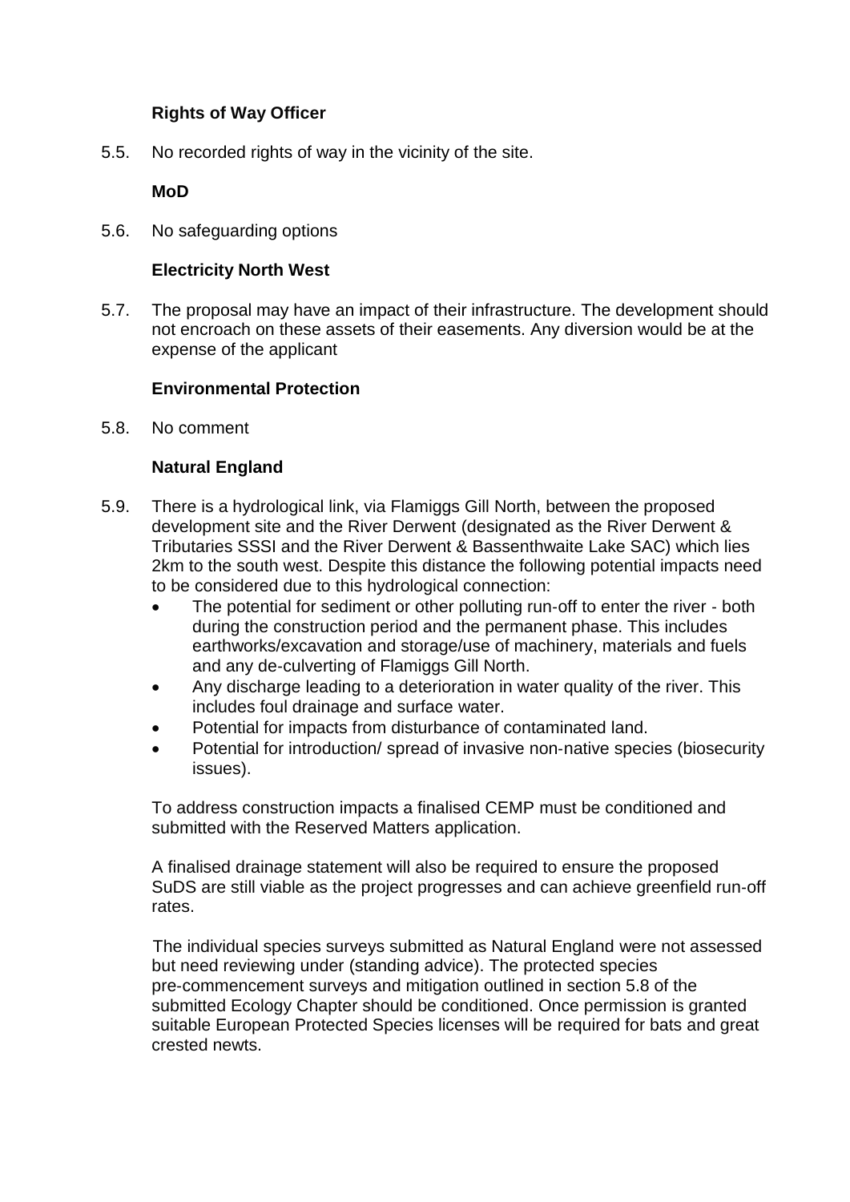**Rights of Way Officer**

5.5. No recorded rights of way in the vicinity of the site.

**MoD**

5.6. No safeguarding options

**Electricity North West**

5.7. The proposal may have an impact of their infrastructure. The development should not encroach on these assets of their easements. Any diversion would be at the expense of the applicant

**Environmental Protection**

5.8. No comment

**Natural England**

5.9. There is a hydrological link, via Flamiggs Gill North, between the proposed development site and the River Derwent (designated as the River Derwent & Tributaries SSSI and the River Derwent & Bassenthwaite Lake SAC) which lies 2km to the south west. Despite this distance the following potential impacts need to be considered due to this hydrological connection:

- The potential for sediment or other polluting run-off to enter the river - both during the construction period and the permanent phase. This includes earthworks/excavation and storage/use of machinery, materials and fuels and any de-culverting of Flamiggs Gill North.
- Any discharge leading to a deterioration in water quality of the river. This includes foul drainage and surface water.
- Potential for impacts from disturbance of contaminated land.
- Potential for introduction/ spread of invasive non-native species (biosecurity issues).

To address construction impacts a finalised CEMP must be conditioned and submitted with the Reserved Matters application.

A finalised drainage statement will also be required to ensure the proposed SuDS are still viable as the project progresses and can achieve greenfield run-off rates.

The individual species surveys submitted as Natural England were not assessed but need reviewing under (standing advice). The protected species pre-commencement surveys and mitigation outlined in section 5.8 of the submitted Ecology Chapter should be conditioned. Once permission is granted suitable European Protected Species licenses will be required for bats and great crested newts.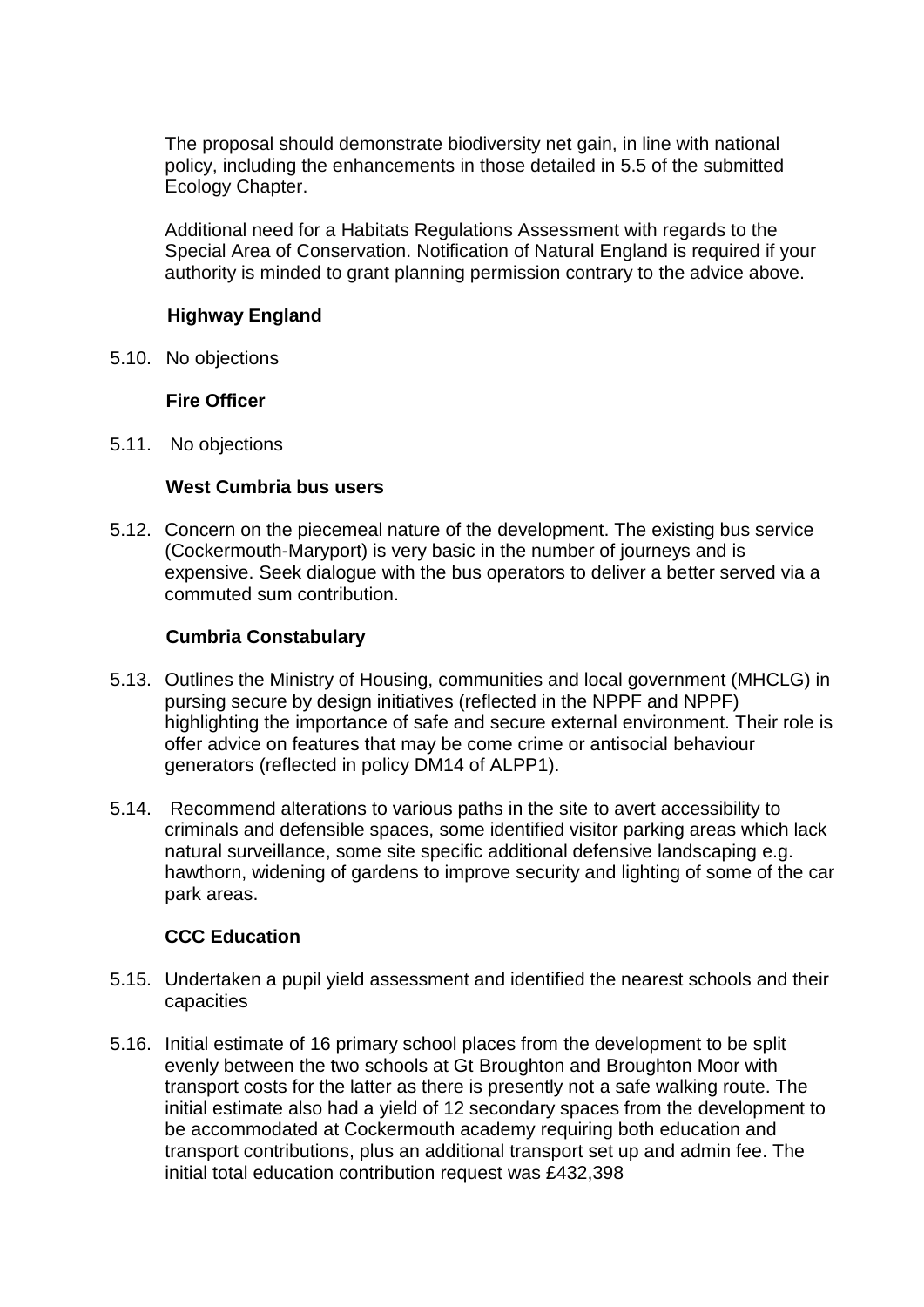The proposal should demonstrate biodiversity net gain, in line with national policy, including the enhancements in those detailed in 5.5 of the submitted Ecology Chapter.

Additional need for a Habitats Regulations Assessment with regards to the Special Area of Conservation. Notification of Natural England is required if your authority is minded to grant planning permission contrary to the advice above.

**Highway England**

5.10. No objections

**Fire Officer**

5.11. No objections

**West Cumbria bus users**

5.12. Concern on the piecemeal nature of the development. The existing bus service (Cockermouth-Maryport) is very basic in the number of journeys and is expensive. Seek dialogue with the bus operators to deliver a better served via a commuted sum contribution.

**Cumbria Constabulary**

5.13. Outlines the Ministry of Housing, communities and local government (MHCLG) in pursing secure by design initiatives (reflected in the NPPF and NPPF) highlighting the importance of safe and secure external environment. Their role is offer advice on features that may be come crime or antisocial behaviour generators (reflected in policy DM14 of ALPP1).

5.14. Recommend alterations to various paths in the site to avert accessibility to criminals and defensible spaces, some identified visitor parking areas which lack natural surveillance, some site specific additional defensive landscaping e.g. hawthorn, widening of gardens to improve security and lighting of some of the car park areas.

**CCC Education**

5.15. Undertaken a pupil yield assessment and identified the nearest schools and their capacities

5.16. Initial estimate of 16 primary school places from the development to be split evenly between the two schools at Gt Broughton and Broughton Moor with transport costs for the latter as there is presently not a safe walking route. The initial estimate also had a yield of 12 secondary spaces from the development to be accommodated at Cockermouth academy requiring both education and transport contributions, plus an additional transport set up and admin fee. The initial total education contribution request was £432,398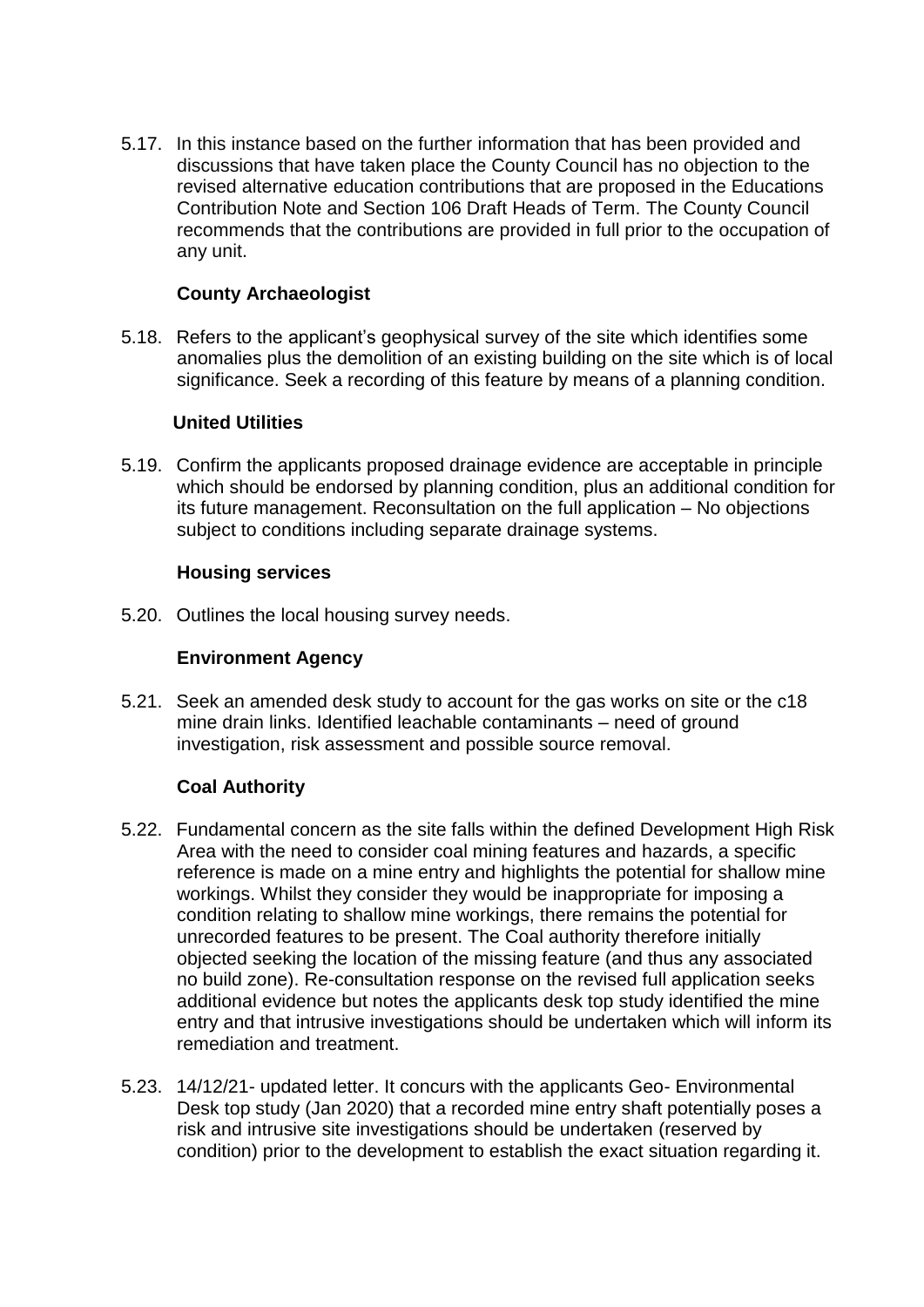5.17. In this instance based on the further information that has been provided and discussions that have taken place the County Council has no objection to the revised alternative education contributions that are proposed in the Educations Contribution Note and Section 106 Draft Heads of Term. The County Council recommends that the contributions are provided in full prior to the occupation of any unit.

**County Archaeologist**

5.18. Refers to the applicant's geophysical survey of the site which identifies some anomalies plus the demolition of an existing building on the site which is of local significance. Seek a recording of this feature by means of a planning condition.

**United Utilities**

5.19. Confirm the applicants proposed drainage evidence are acceptable in principle which should be endorsed by planning condition, plus an additional condition for its future management. Reconsultation on the full application – No objections subject to conditions including separate drainage systems.

**Housing services**

5.20. Outlines the local housing survey needs.

**Environment Agency**

5.21. Seek an amended desk study to account for the gas works on site or the c18 mine drain links. Identified leachable contaminants – need of ground investigation, risk assessment and possible source removal.

**Coal Authority**

5.22. Fundamental concern as the site falls within the defined Development High Risk Area with the need to consider coal mining features and hazards, a specific reference is made on a mine entry and highlights the potential for shallow mine workings. Whilst they consider they would be inappropriate for imposing a condition relating to shallow mine workings, there remains the potential for unrecorded features to be present. The Coal authority therefore initially objected seeking the location of the missing feature (and thus any associated no build zone). Re-consultation response on the revised full application seeks additional evidence but notes the applicants desk top study identified the mine entry and that intrusive investigations should be undertaken which will inform its remediation and treatment.

5.23. 14/12/21- updated letter. It concurs with the applicants Geo- Environmental Desk top study (Jan 2020) that a recorded mine entry shaft potentially poses a risk and intrusive site investigations should be undertaken (reserved by condition) prior to the development to establish the exact situation regarding it.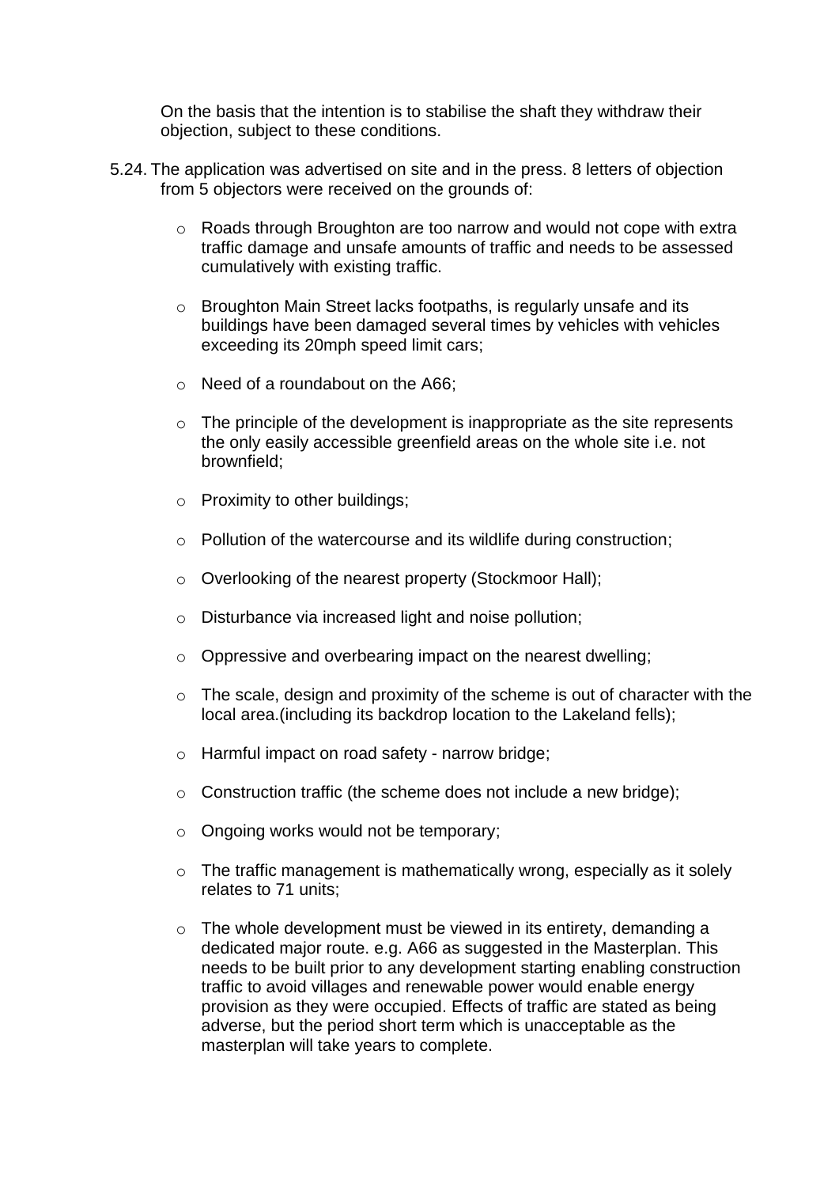On the basis that the intention is to stabilise the shaft they withdraw their objection, subject to these conditions.

5.24. The application was advertised on site and in the press. 8 letters of objection from 5 objectors were received on the grounds of:

- Roads through Broughton are too narrow and would not cope with extra traffic damage and unsafe amounts of traffic and needs to be assessed cumulatively with existing traffic.
- Broughton Main Street lacks footpaths, is regularly unsafe and its buildings have been damaged several times by vehicles with vehicles exceeding its 20mph speed limit cars;
- Need of a roundabout on the A66;
- The principle of the development is inappropriate as the site represents the only easily accessible greenfield areas on the whole site i.e. not brownfield;
- Proximity to other buildings;
- Pollution of the watercourse and its wildlife during construction;
- Overlooking of the nearest property (Stockmoor Hall);
- Disturbance via increased light and noise pollution;
- Oppressive and overbearing impact on the nearest dwelling;
- The scale, design and proximity of the scheme is out of character with the local area.(including its backdrop location to the Lakeland fells);
- Harmful impact on road safety - narrow bridge;
- Construction traffic (the scheme does not include a new bridge);
- Ongoing works would not be temporary;
- The traffic management is mathematically wrong, especially as it solely relates to 71 units;
- The whole development must be viewed in its entirety, demanding a dedicated major route. e.g. A66 as suggested in the Masterplan. This needs to be built prior to any development starting enabling construction traffic to avoid villages and renewable power would enable energy provision as they were occupied. Effects of traffic are stated as being adverse, but the period short term which is unacceptable as the masterplan will take years to complete.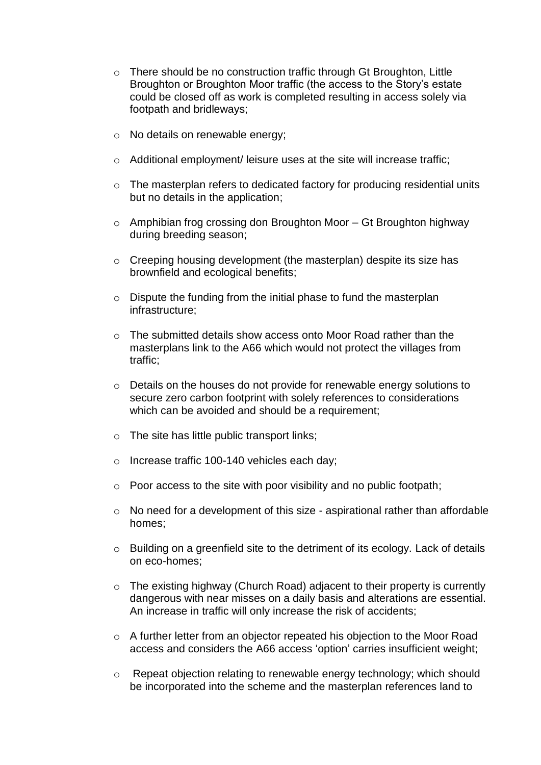- There should be no construction traffic through Gt Broughton, Little Broughton or Broughton Moor traffic (the access to the Story's estate could be closed off as work is completed resulting in access solely via footpath and bridleways;

- No details on renewable energy;

- Additional employment/ leisure uses at the site will increase traffic;

- The masterplan refers to dedicated factory for producing residential units but no details in the application;

- Amphibian frog crossing don Broughton Moor – Gt Broughton highway during breeding season;

- Creeping housing development (the masterplan) despite its size has brownfield and ecological benefits;

- Dispute the funding from the initial phase to fund the masterplan infrastructure;

- The submitted details show access onto Moor Road rather than the masterplans link to the A66 which would not protect the villages from traffic;

- Details on the houses do not provide for renewable energy solutions to secure zero carbon footprint with solely references to considerations which can be avoided and should be a requirement;

- The site has little public transport links;

- Increase traffic 100-140 vehicles each day;

- Poor access to the site with poor visibility and no public footpath;

- No need for a development of this size - aspirational rather than affordable homes;

- Building on a greenfield site to the detriment of its ecology. Lack of details on eco-homes;

- The existing highway (Church Road) adjacent to their property is currently dangerous with near misses on a daily basis and alterations are essential. An increase in traffic will only increase the risk of accidents;

- A further letter from an objector repeated his objection to the Moor Road access and considers the A66 access 'option' carries insufficient weight;

- Repeat objection relating to renewable energy technology; which should be incorporated into the scheme and the masterplan references land to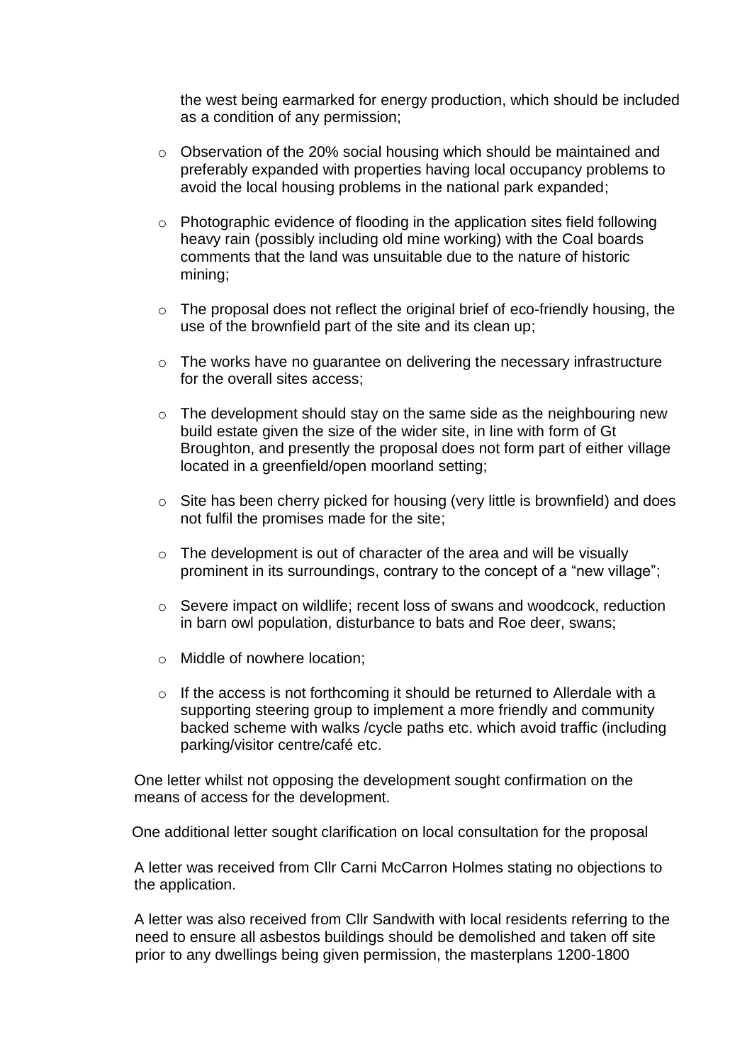the west being earmarked for energy production, which should be included as a condition of any permission;

- Observation of the 20% social housing which should be maintained and preferably expanded with properties having local occupancy problems to avoid the local housing problems in the national park expanded;

- Photographic evidence of flooding in the application sites field following heavy rain (possibly including old mine working) with the Coal boards comments that the land was unsuitable due to the nature of historic mining;

- The proposal does not reflect the original brief of eco-friendly housing, the use of the brownfield part of the site and its clean up;

- The works have no guarantee on delivering the necessary infrastructure for the overall sites access;

- The development should stay on the same side as the neighbouring new build estate given the size of the wider site, in line with form of Gt Broughton, and presently the proposal does not form part of either village located in a greenfield/open moorland setting;

- Site has been cherry picked for housing (very little is brownfield) and does not fulfil the promises made for the site;

- The development is out of character of the area and will be visually prominent in its surroundings, contrary to the concept of a "new village";

- Severe impact on wildlife; recent loss of swans and woodcock, reduction in barn owl population, disturbance to bats and Roe deer, swans;

- Middle of nowhere location;

- If the access is not forthcoming it should be returned to Allerdale with a supporting steering group to implement a more friendly and community backed scheme with walks /cycle paths etc. which avoid traffic (including parking/visitor centre/café etc.

One letter whilst not opposing the development sought confirmation on the means of access for the development.

One additional letter sought clarification on local consultation for the proposal

A letter was received from Cllr Carni McCarron Holmes stating no objections to the application.

A letter was also received from Cllr Sandwith with local residents referring to the need to ensure all asbestos buildings should be demolished and taken off site prior to any dwellings being given permission, the masterplans 1200-1800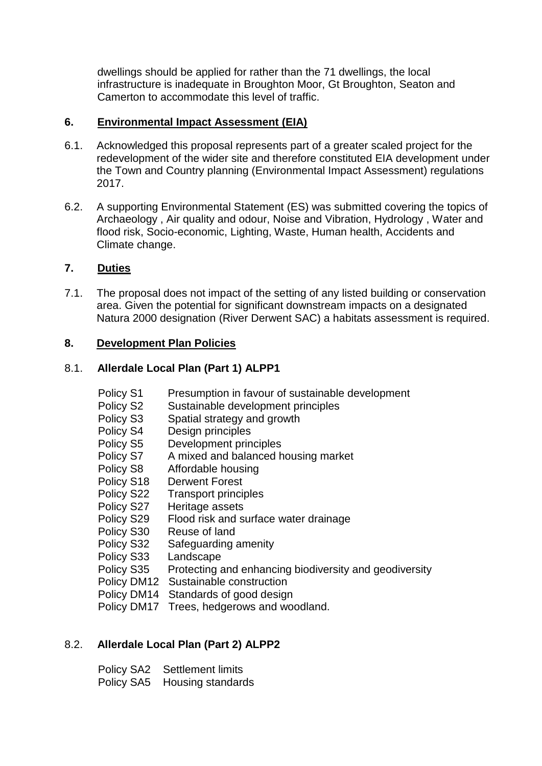dwellings should be applied for rather than the 71 dwellings, the local infrastructure is inadequate in Broughton Moor, Gt Broughton, Seaton and Camerton to accommodate this level of traffic.

## 6. Environmental Impact Assessment (EIA)

6.1. Acknowledged this proposal represents part of a greater scaled project for the redevelopment of the wider site and therefore constituted EIA development under the Town and Country planning (Environmental Impact Assessment) regulations 2017.

6.2. A supporting Environmental Statement (ES) was submitted covering the topics of Archaeology , Air quality and odour, Noise and Vibration, Hydrology , Water and flood risk, Socio-economic, Lighting, Waste, Human health, Accidents and Climate change.

## 7. Duties

7.1. The proposal does not impact of the setting of any listed building or conservation area. Given the potential for significant downstream impacts on a designated Natura 2000 designation (River Derwent SAC) a habitats assessment is required.

## 8. Development Plan Policies

### 8.1. Allerdale Local Plan (Part 1) ALPP1

- Policy S1 Presumption in favour of sustainable development
- Policy S2 Sustainable development principles
- Policy S3 Spatial strategy and growth
- Policy S4 Design principles
- Policy S5 Development principles
- Policy S7 A mixed and balanced housing market
- Policy S8 Affordable housing
- Policy S18 Derwent Forest
- Policy S22 Transport principles
- Policy S27 Heritage assets
- Policy S29 Flood risk and surface water drainage
- Policy S30 Reuse of land
- Policy S32 Safeguarding amenity
- Policy S33 Landscape
- Policy S35 Protecting and enhancing biodiversity and geodiversity
- Policy DM12 Sustainable construction
- Policy DM14 Standards of good design
- Policy DM17 Trees, hedgerows and woodland.

### 8.2. Allerdale Local Plan (Part 2) ALPP2

- Policy SA2 Settlement limits
- Policy SA5 Housing standards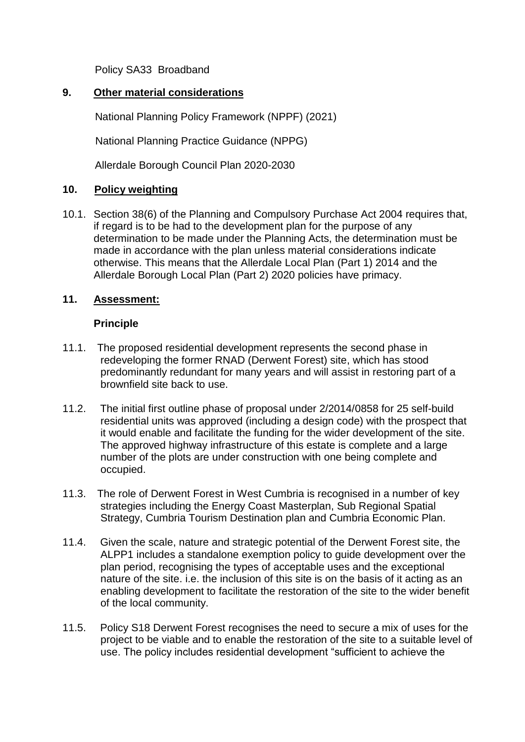Policy SA33 Broadband

## 9. Other material considerations

National Planning Policy Framework (NPPF) (2021)

National Planning Practice Guidance (NPPG)

Allerdale Borough Council Plan 2020-2030

## 10. Policy weighting

10.1. Section 38(6) of the Planning and Compulsory Purchase Act 2004 requires that, if regard is to be had to the development plan for the purpose of any determination to be made under the Planning Acts, the determination must be made in accordance with the plan unless material considerations indicate otherwise. This means that the Allerdale Local Plan (Part 1) 2014 and the Allerdale Borough Local Plan (Part 2) 2020 policies have primacy.

## 11. Assessment:

### Principle

11.1. The proposed residential development represents the second phase in redeveloping the former RNAD (Derwent Forest) site, which has stood predominantly redundant for many years and will assist in restoring part of a brownfield site back to use.

11.2. The initial first outline phase of proposal under 2/2014/0858 for 25 self-build residential units was approved (including a design code) with the prospect that it would enable and facilitate the funding for the wider development of the site. The approved highway infrastructure of this estate is complete and a large number of the plots are under construction with one being complete and occupied.

11.3. The role of Derwent Forest in West Cumbria is recognised in a number of key strategies including the Energy Coast Masterplan, Sub Regional Spatial Strategy, Cumbria Tourism Destination plan and Cumbria Economic Plan.

11.4. Given the scale, nature and strategic potential of the Derwent Forest site, the ALPP1 includes a standalone exemption policy to guide development over the plan period, recognising the types of acceptable uses and the exceptional nature of the site. i.e. the inclusion of this site is on the basis of it acting as an enabling development to facilitate the restoration of the site to the wider benefit of the local community.

11.5. Policy S18 Derwent Forest recognises the need to secure a mix of uses for the project to be viable and to enable the restoration of the site to a suitable level of use. The policy includes residential development "sufficient to achieve the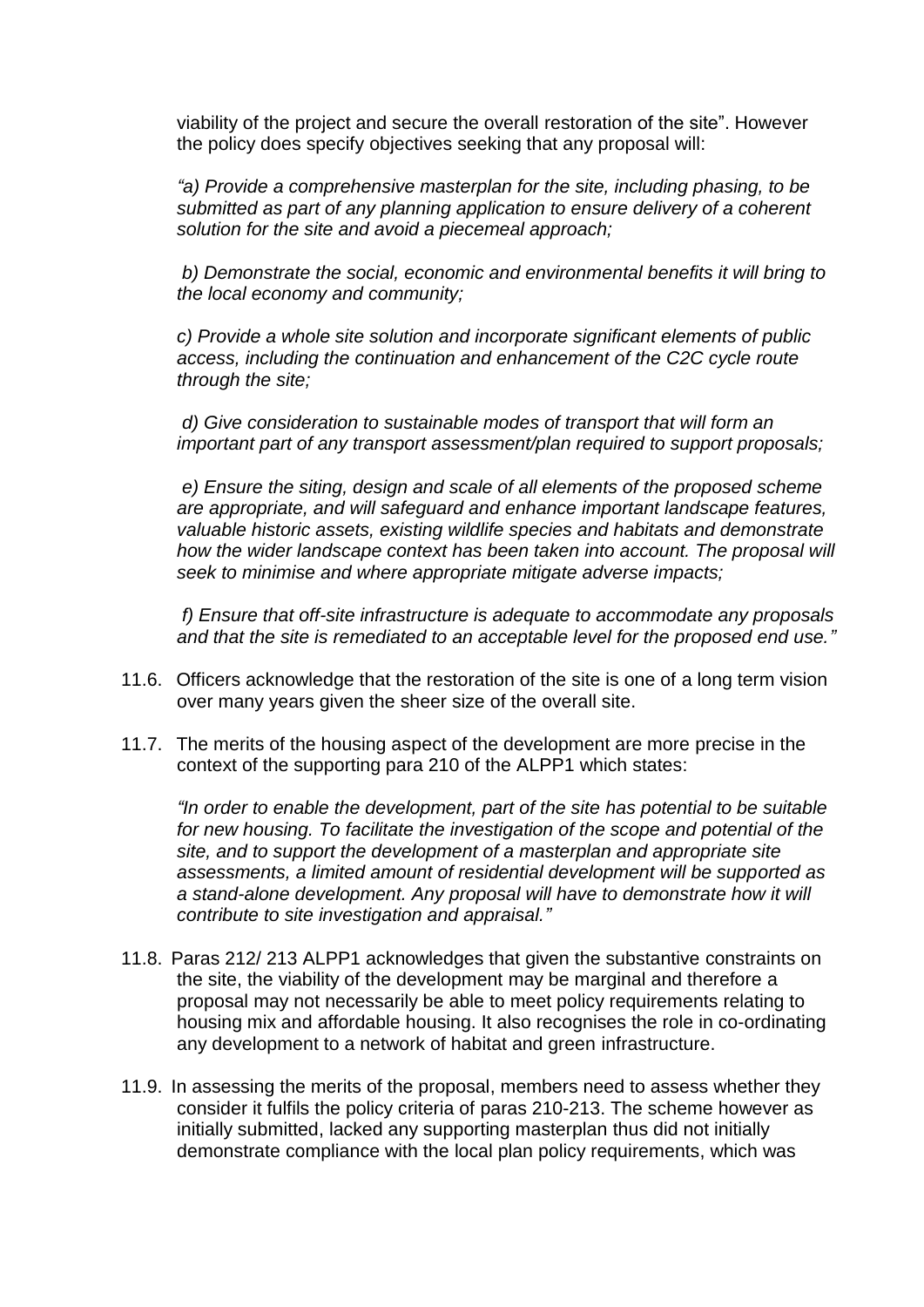viability of the project and secure the overall restoration of the site". However the policy does specify objectives seeking that any proposal will:

*"a) Provide a comprehensive masterplan for the site, including phasing, to be submitted as part of any planning application to ensure delivery of a coherent solution for the site and avoid a piecemeal approach;*

*b) Demonstrate the social, economic and environmental benefits it will bring to the local economy and community;*

*c) Provide a whole site solution and incorporate significant elements of public access, including the continuation and enhancement of the C2C cycle route through the site;*

*d) Give consideration to sustainable modes of transport that will form an important part of any transport assessment/plan required to support proposals;*

*e) Ensure the siting, design and scale of all elements of the proposed scheme are appropriate, and will safeguard and enhance important landscape features, valuable historic assets, existing wildlife species and habitats and demonstrate how the wider landscape context has been taken into account. The proposal will seek to minimise and where appropriate mitigate adverse impacts;*

*f) Ensure that off-site infrastructure is adequate to accommodate any proposals and that the site is remediated to an acceptable level for the proposed end use."*

11.6. Officers acknowledge that the restoration of the site is one of a long term vision over many years given the sheer size of the overall site.

11.7. The merits of the housing aspect of the development are more precise in the context of the supporting para 210 of the ALPP1 which states:

*"In order to enable the development, part of the site has potential to be suitable for new housing. To facilitate the investigation of the scope and potential of the site, and to support the development of a masterplan and appropriate site assessments, a limited amount of residential development will be supported as a stand-alone development. Any proposal will have to demonstrate how it will contribute to site investigation and appraisal."*

11.8. Paras 212/ 213 ALPP1 acknowledges that given the substantive constraints on the site, the viability of the development may be marginal and therefore a proposal may not necessarily be able to meet policy requirements relating to housing mix and affordable housing. It also recognises the role in co-ordinating any development to a network of habitat and green infrastructure.

11.9. In assessing the merits of the proposal, members need to assess whether they consider it fulfils the policy criteria of paras 210-213. The scheme however as initially submitted, lacked any supporting masterplan thus did not initially demonstrate compliance with the local plan policy requirements, which was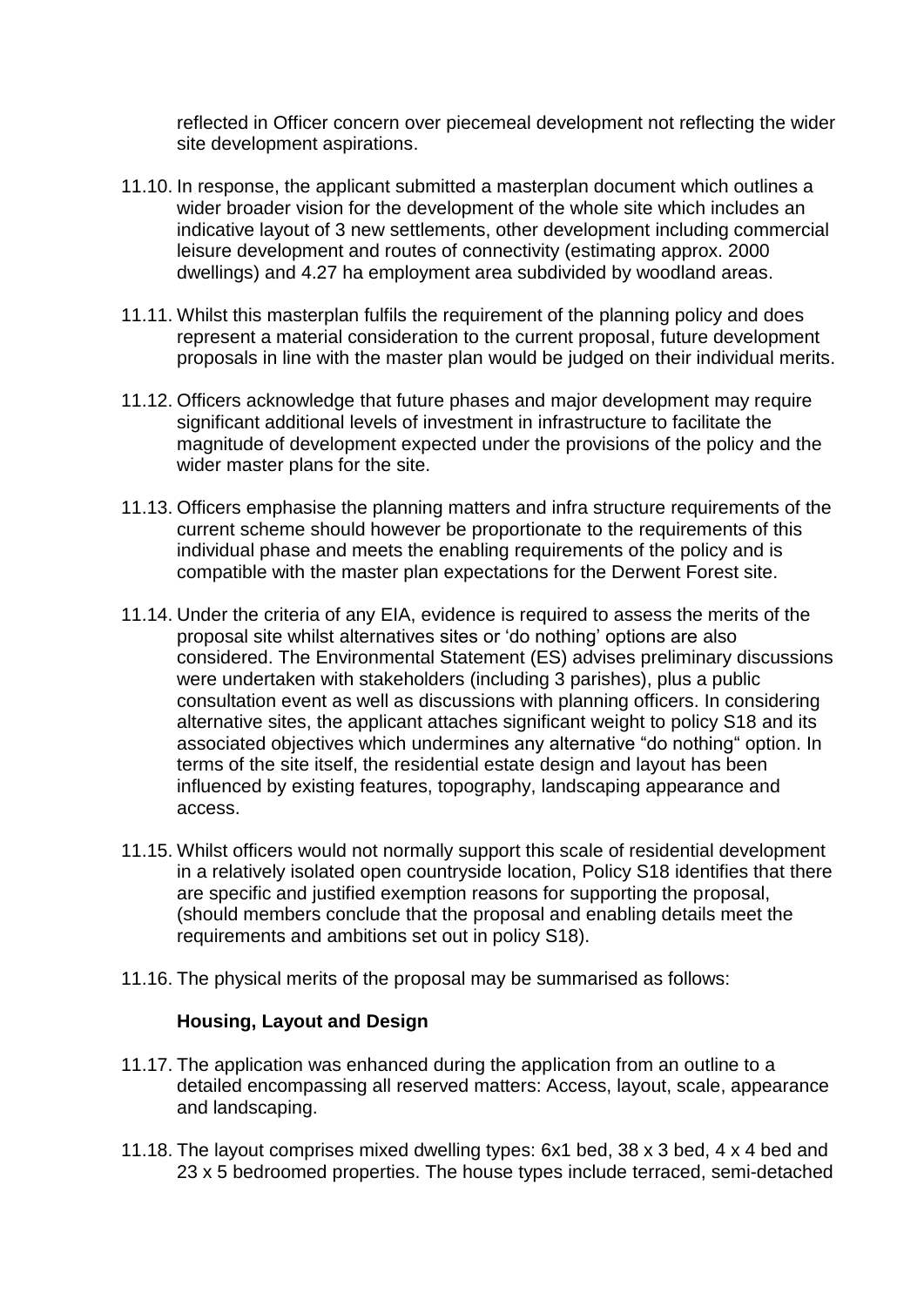reflected in Officer concern over piecemeal development not reflecting the wider site development aspirations.

11.10. In response, the applicant submitted a masterplan document which outlines a wider broader vision for the development of the whole site which includes an indicative layout of 3 new settlements, other development including commercial leisure development and routes of connectivity (estimating approx. 2000 dwellings) and 4.27 ha employment area subdivided by woodland areas.

11.11. Whilst this masterplan fulfils the requirement of the planning policy and does represent a material consideration to the current proposal, future development proposals in line with the master plan would be judged on their individual merits.

11.12. Officers acknowledge that future phases and major development may require significant additional levels of investment in infrastructure to facilitate the magnitude of development expected under the provisions of the policy and the wider master plans for the site.

11.13. Officers emphasise the planning matters and infra structure requirements of the current scheme should however be proportionate to the requirements of this individual phase and meets the enabling requirements of the policy and is compatible with the master plan expectations for the Derwent Forest site.

11.14. Under the criteria of any EIA, evidence is required to assess the merits of the proposal site whilst alternatives sites or 'do nothing' options are also considered. The Environmental Statement (ES) advises preliminary discussions were undertaken with stakeholders (including 3 parishes), plus a public consultation event as well as discussions with planning officers. In considering alternative sites, the applicant attaches significant weight to policy S18 and its associated objectives which undermines any alternative "do nothing" option. In terms of the site itself, the residential estate design and layout has been influenced by existing features, topography, landscaping appearance and access.

11.15. Whilst officers would not normally support this scale of residential development in a relatively isolated open countryside location, Policy S18 identifies that there are specific and justified exemption reasons for supporting the proposal, (should members conclude that the proposal and enabling details meet the requirements and ambitions set out in policy S18).

11.16. The physical merits of the proposal may be summarised as follows:

**Housing, Layout and Design**

11.17. The application was enhanced during the application from an outline to a detailed encompassing all reserved matters: Access, layout, scale, appearance and landscaping.

11.18. The layout comprises mixed dwelling types: 6x1 bed, 38 x 3 bed, 4 x 4 bed and 23 x 5 bedroomed properties. The house types include terraced, semi-detached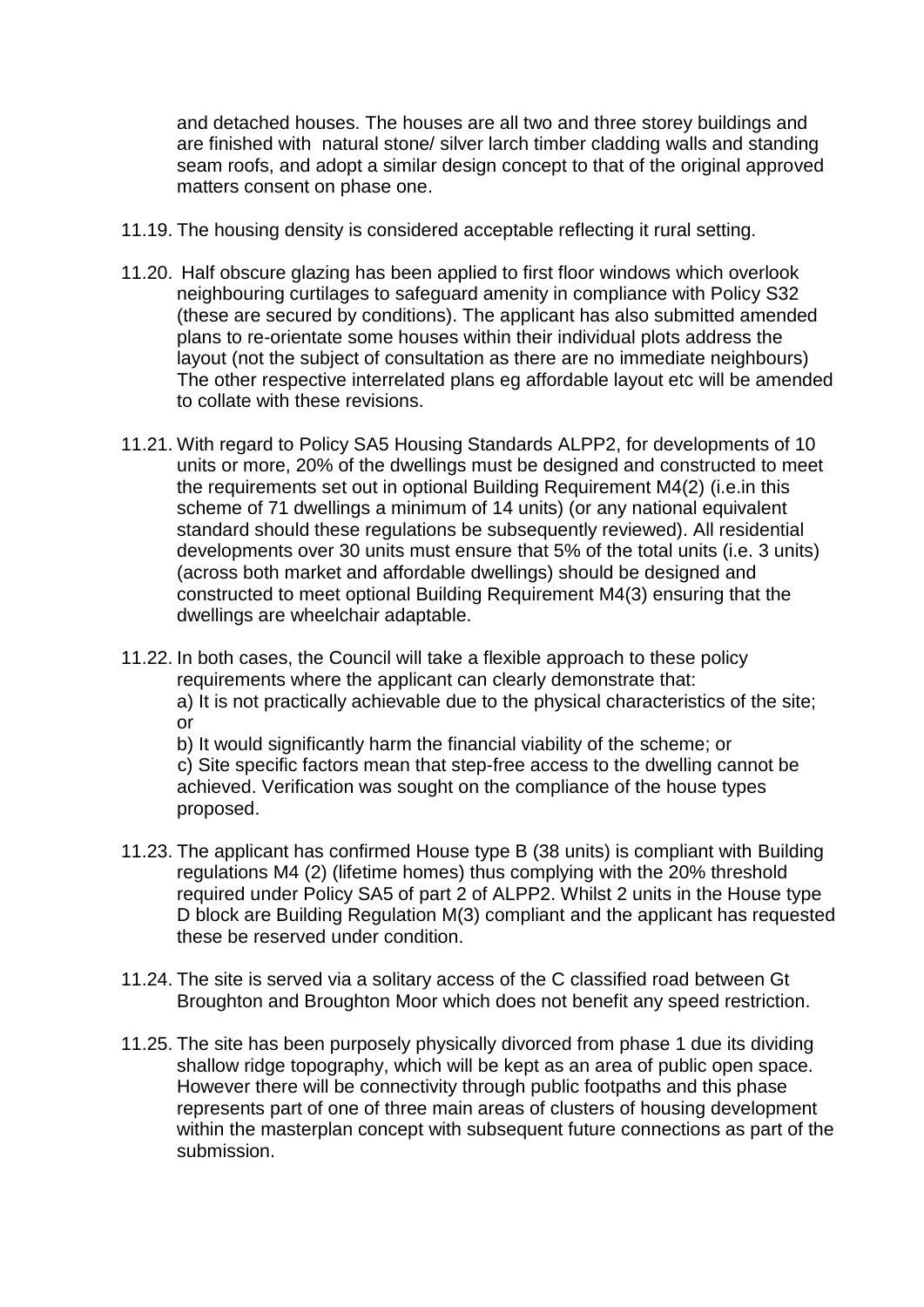and detached houses. The houses are all two and three storey buildings and are finished with natural stone/ silver larch timber cladding walls and standing seam roofs, and adopt a similar design concept to that of the original approved matters consent on phase one.

11.19. The housing density is considered acceptable reflecting it rural setting.

11.20. Half obscure glazing has been applied to first floor windows which overlook neighbouring curtilages to safeguard amenity in compliance with Policy S32 (these are secured by conditions). The applicant has also submitted amended plans to re-orientate some houses within their individual plots address the layout (not the subject of consultation as there are no immediate neighbours) The other respective interrelated plans eg affordable layout etc will be amended to collate with these revisions.

11.21. With regard to Policy SA5 Housing Standards ALPP2, for developments of 10 units or more, 20% of the dwellings must be designed and constructed to meet the requirements set out in optional Building Requirement M4(2) (i.e.in this scheme of 71 dwellings a minimum of 14 units) (or any national equivalent standard should these regulations be subsequently reviewed). All residential developments over 30 units must ensure that 5% of the total units (i.e. 3 units) (across both market and affordable dwellings) should be designed and constructed to meet optional Building Requirement M4(3) ensuring that the dwellings are wheelchair adaptable.

11.22. In both cases, the Council will take a flexible approach to these policy requirements where the applicant can clearly demonstrate that:
a) It is not practically achievable due to the physical characteristics of the site; or
b) It would significantly harm the financial viability of the scheme; or
c) Site specific factors mean that step-free access to the dwelling cannot be achieved. Verification was sought on the compliance of the house types proposed.

11.23. The applicant has confirmed House type B (38 units) is compliant with Building regulations M4 (2) (lifetime homes) thus complying with the 20% threshold required under Policy SA5 of part 2 of ALPP2. Whilst 2 units in the House type D block are Building Regulation M(3) compliant and the applicant has requested these be reserved under condition.

11.24. The site is served via a solitary access of the C classified road between Gt Broughton and Broughton Moor which does not benefit any speed restriction.

11.25. The site has been purposely physically divorced from phase 1 due its dividing shallow ridge topography, which will be kept as an area of public open space. However there will be connectivity through public footpaths and this phase represents part of one of three main areas of clusters of housing development within the masterplan concept with subsequent future connections as part of the submission.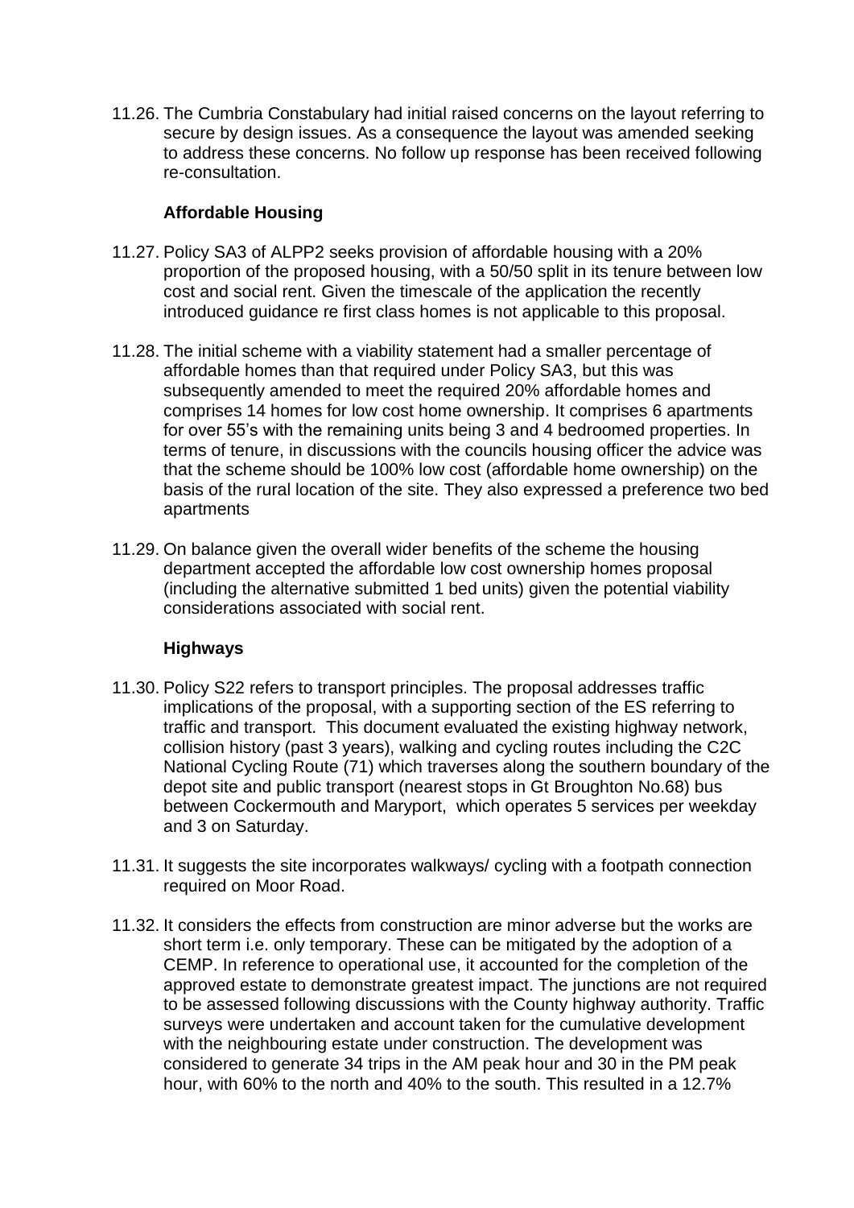11.26. The Cumbria Constabulary had initial raised concerns on the layout referring to secure by design issues. As a consequence the layout was amended seeking to address these concerns. No follow up response has been received following re-consultation.

**Affordable Housing**

11.27. Policy SA3 of ALPP2 seeks provision of affordable housing with a 20% proportion of the proposed housing, with a 50/50 split in its tenure between low cost and social rent. Given the timescale of the application the recently introduced guidance re first class homes is not applicable to this proposal.

11.28. The initial scheme with a viability statement had a smaller percentage of affordable homes than that required under Policy SA3, but this was subsequently amended to meet the required 20% affordable homes and comprises 14 homes for low cost home ownership. It comprises 6 apartments for over 55's with the remaining units being 3 and 4 bedroomed properties. In terms of tenure, in discussions with the councils housing officer the advice was that the scheme should be 100% low cost (affordable home ownership) on the basis of the rural location of the site. They also expressed a preference two bed apartments

11.29. On balance given the overall wider benefits of the scheme the housing department accepted the affordable low cost ownership homes proposal (including the alternative submitted 1 bed units) given the potential viability considerations associated with social rent.

**Highways**

11.30. Policy S22 refers to transport principles. The proposal addresses traffic implications of the proposal, with a supporting section of the ES referring to traffic and transport. This document evaluated the existing highway network, collision history (past 3 years), walking and cycling routes including the C2C National Cycling Route (71) which traverses along the southern boundary of the depot site and public transport (nearest stops in Gt Broughton No.68) bus between Cockermouth and Maryport, which operates 5 services per weekday and 3 on Saturday.

11.31. It suggests the site incorporates walkways/ cycling with a footpath connection required on Moor Road.

11.32. It considers the effects from construction are minor adverse but the works are short term i.e. only temporary. These can be mitigated by the adoption of a CEMP. In reference to operational use, it accounted for the completion of the approved estate to demonstrate greatest impact. The junctions are not required to be assessed following discussions with the County highway authority. Traffic surveys were undertaken and account taken for the cumulative development with the neighbouring estate under construction. The development was considered to generate 34 trips in the AM peak hour and 30 in the PM peak hour, with 60% to the north and 40% to the south. This resulted in a 12.7%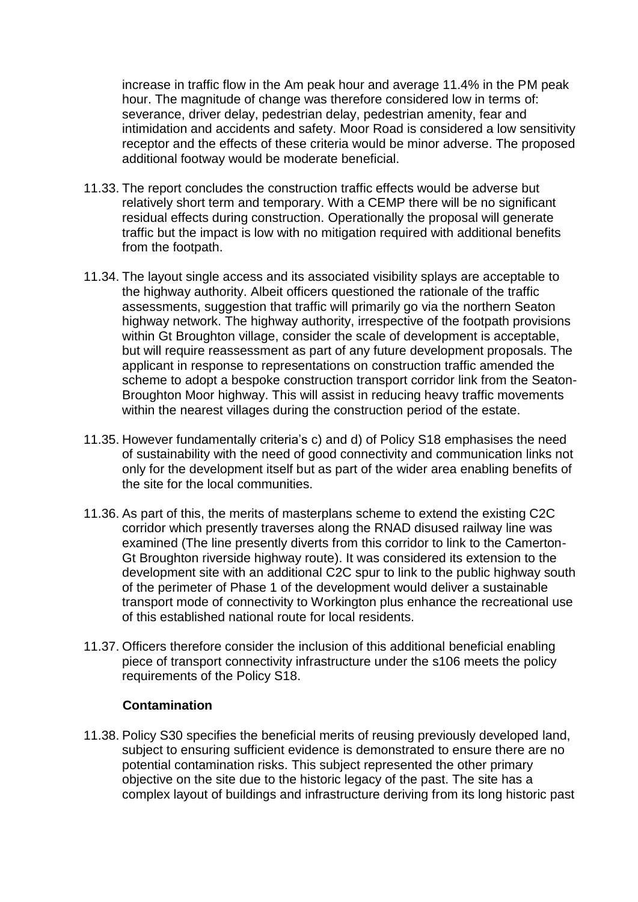increase in traffic flow in the Am peak hour and average 11.4% in the PM peak hour. The magnitude of change was therefore considered low in terms of: severance, driver delay, pedestrian delay, pedestrian amenity, fear and intimidation and accidents and safety. Moor Road is considered a low sensitivity receptor and the effects of these criteria would be minor adverse. The proposed additional footway would be moderate beneficial.

11.33. The report concludes the construction traffic effects would be adverse but relatively short term and temporary. With a CEMP there will be no significant residual effects during construction. Operationally the proposal will generate traffic but the impact is low with no mitigation required with additional benefits from the footpath.

11.34. The layout single access and its associated visibility splays are acceptable to the highway authority. Albeit officers questioned the rationale of the traffic assessments, suggestion that traffic will primarily go via the northern Seaton highway network. The highway authority, irrespective of the footpath provisions within Gt Broughton village, consider the scale of development is acceptable, but will require reassessment as part of any future development proposals. The applicant in response to representations on construction traffic amended the scheme to adopt a bespoke construction transport corridor link from the Seaton-Broughton Moor highway. This will assist in reducing heavy traffic movements within the nearest villages during the construction period of the estate.

11.35. However fundamentally criteria's c) and d) of Policy S18 emphasises the need of sustainability with the need of good connectivity and communication links not only for the development itself but as part of the wider area enabling benefits of the site for the local communities.

11.36. As part of this, the merits of masterplans scheme to extend the existing C2C corridor which presently traverses along the RNAD disused railway line was examined (The line presently diverts from this corridor to link to the Camerton-Gt Broughton riverside highway route). It was considered its extension to the development site with an additional C2C spur to link to the public highway south of the perimeter of Phase 1 of the development would deliver a sustainable transport mode of connectivity to Workington plus enhance the recreational use of this established national route for local residents.

11.37. Officers therefore consider the inclusion of this additional beneficial enabling piece of transport connectivity infrastructure under the s106 meets the policy requirements of the Policy S18.

**Contamination**

11.38. Policy S30 specifies the beneficial merits of reusing previously developed land, subject to ensuring sufficient evidence is demonstrated to ensure there are no potential contamination risks. This subject represented the other primary objective on the site due to the historic legacy of the past. The site has a complex layout of buildings and infrastructure deriving from its long historic past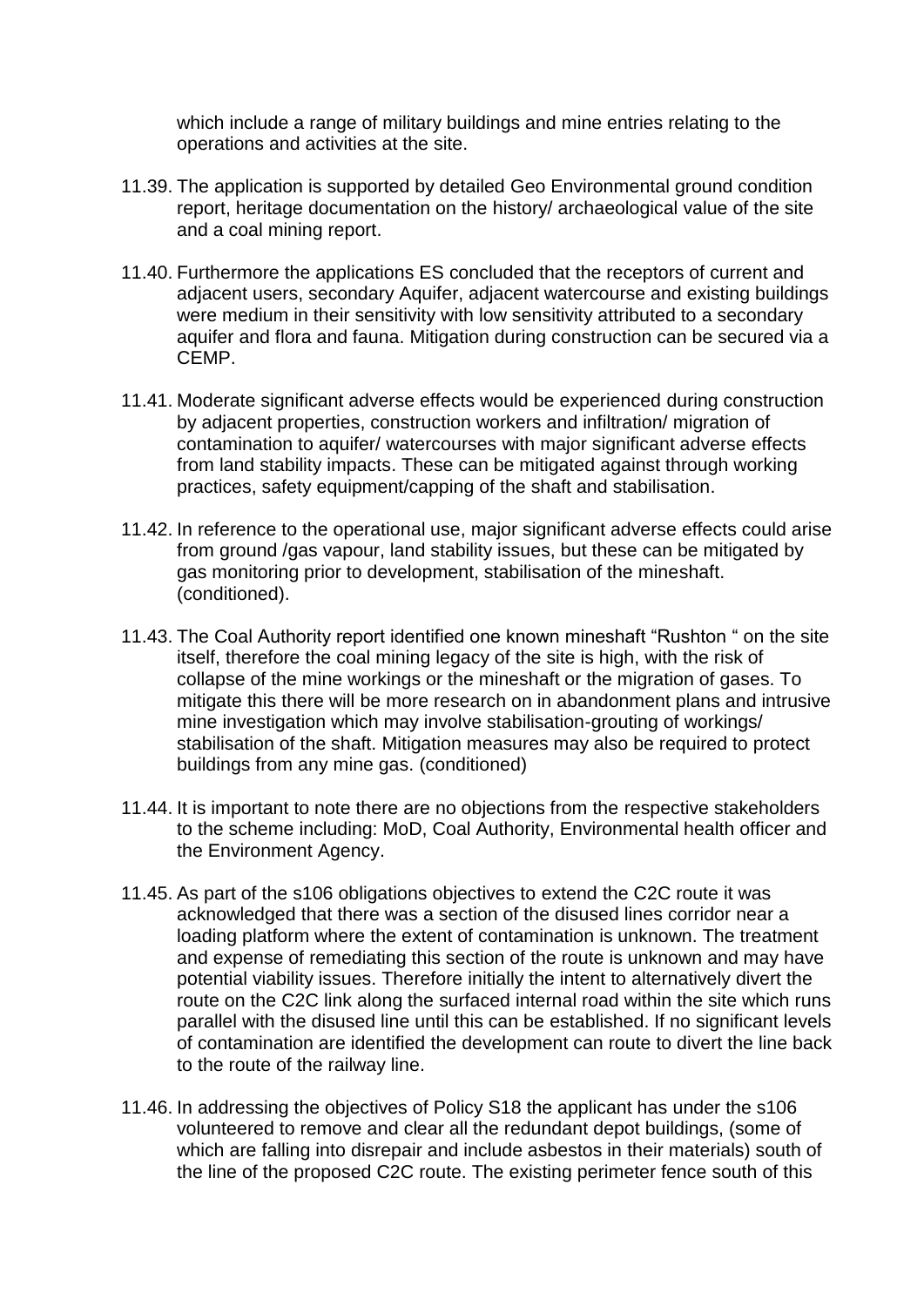which include a range of military buildings and mine entries relating to the operations and activities at the site.

11.39. The application is supported by detailed Geo Environmental ground condition report, heritage documentation on the history/ archaeological value of the site and a coal mining report.

11.40. Furthermore the applications ES concluded that the receptors of current and adjacent users, secondary Aquifer, adjacent watercourse and existing buildings were medium in their sensitivity with low sensitivity attributed to a secondary aquifer and flora and fauna. Mitigation during construction can be secured via a CEMP.

11.41. Moderate significant adverse effects would be experienced during construction by adjacent properties, construction workers and infiltration/ migration of contamination to aquifer/ watercourses with major significant adverse effects from land stability impacts. These can be mitigated against through working practices, safety equipment/capping of the shaft and stabilisation.

11.42. In reference to the operational use, major significant adverse effects could arise from ground /gas vapour, land stability issues, but these can be mitigated by gas monitoring prior to development, stabilisation of the mineshaft. (conditioned).

11.43. The Coal Authority report identified one known mineshaft "Rushton " on the site itself, therefore the coal mining legacy of the site is high, with the risk of collapse of the mine workings or the mineshaft or the migration of gases. To mitigate this there will be more research on in abandonment plans and intrusive mine investigation which may involve stabilisation-grouting of workings/ stabilisation of the shaft. Mitigation measures may also be required to protect buildings from any mine gas. (conditioned)

11.44. It is important to note there are no objections from the respective stakeholders to the scheme including: MoD, Coal Authority, Environmental health officer and the Environment Agency.

11.45. As part of the s106 obligations objectives to extend the C2C route it was acknowledged that there was a section of the disused lines corridor near a loading platform where the extent of contamination is unknown. The treatment and expense of remediating this section of the route is unknown and may have potential viability issues. Therefore initially the intent to alternatively divert the route on the C2C link along the surfaced internal road within the site which runs parallel with the disused line until this can be established. If no significant levels of contamination are identified the development can route to divert the line back to the route of the railway line.

11.46. In addressing the objectives of Policy S18 the applicant has under the s106 volunteered to remove and clear all the redundant depot buildings, (some of which are falling into disrepair and include asbestos in their materials) south of the line of the proposed C2C route. The existing perimeter fence south of this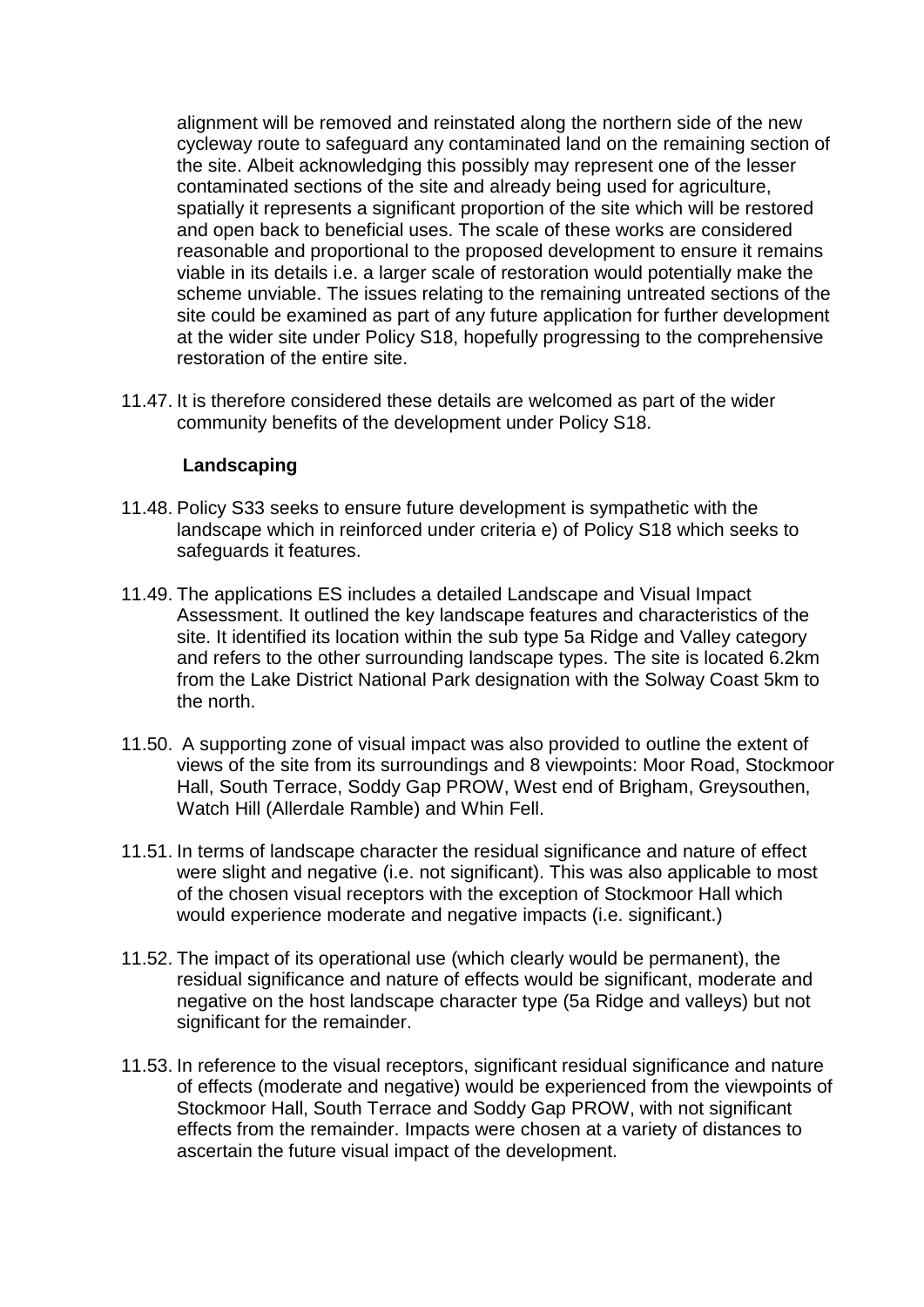alignment will be removed and reinstated along the northern side of the new cycleway route to safeguard any contaminated land on the remaining section of the site. Albeit acknowledging this possibly may represent one of the lesser contaminated sections of the site and already being used for agriculture, spatially it represents a significant proportion of the site which will be restored and open back to beneficial uses. The scale of these works are considered reasonable and proportional to the proposed development to ensure it remains viable in its details i.e. a larger scale of restoration would potentially make the scheme unviable. The issues relating to the remaining untreated sections of the site could be examined as part of any future application for further development at the wider site under Policy S18, hopefully progressing to the comprehensive restoration of the entire site.

11.47. It is therefore considered these details are welcomed as part of the wider community benefits of the development under Policy S18.

**Landscaping**

11.48. Policy S33 seeks to ensure future development is sympathetic with the landscape which in reinforced under criteria e) of Policy S18 which seeks to safeguards it features.

11.49. The applications ES includes a detailed Landscape and Visual Impact Assessment. It outlined the key landscape features and characteristics of the site. It identified its location within the sub type 5a Ridge and Valley category and refers to the other surrounding landscape types. The site is located 6.2km from the Lake District National Park designation with the Solway Coast 5km to the north.

11.50. A supporting zone of visual impact was also provided to outline the extent of views of the site from its surroundings and 8 viewpoints: Moor Road, Stockmoor Hall, South Terrace, Soddy Gap PROW, West end of Brigham, Greysouthen, Watch Hill (Allerdale Ramble) and Whin Fell.

11.51. In terms of landscape character the residual significance and nature of effect were slight and negative (i.e. not significant). This was also applicable to most of the chosen visual receptors with the exception of Stockmoor Hall which would experience moderate and negative impacts (i.e. significant.)

11.52. The impact of its operational use (which clearly would be permanent), the residual significance and nature of effects would be significant, moderate and negative on the host landscape character type (5a Ridge and valleys) but not significant for the remainder.

11.53. In reference to the visual receptors, significant residual significance and nature of effects (moderate and negative) would be experienced from the viewpoints of Stockmoor Hall, South Terrace and Soddy Gap PROW, with not significant effects from the remainder. Impacts were chosen at a variety of distances to ascertain the future visual impact of the development.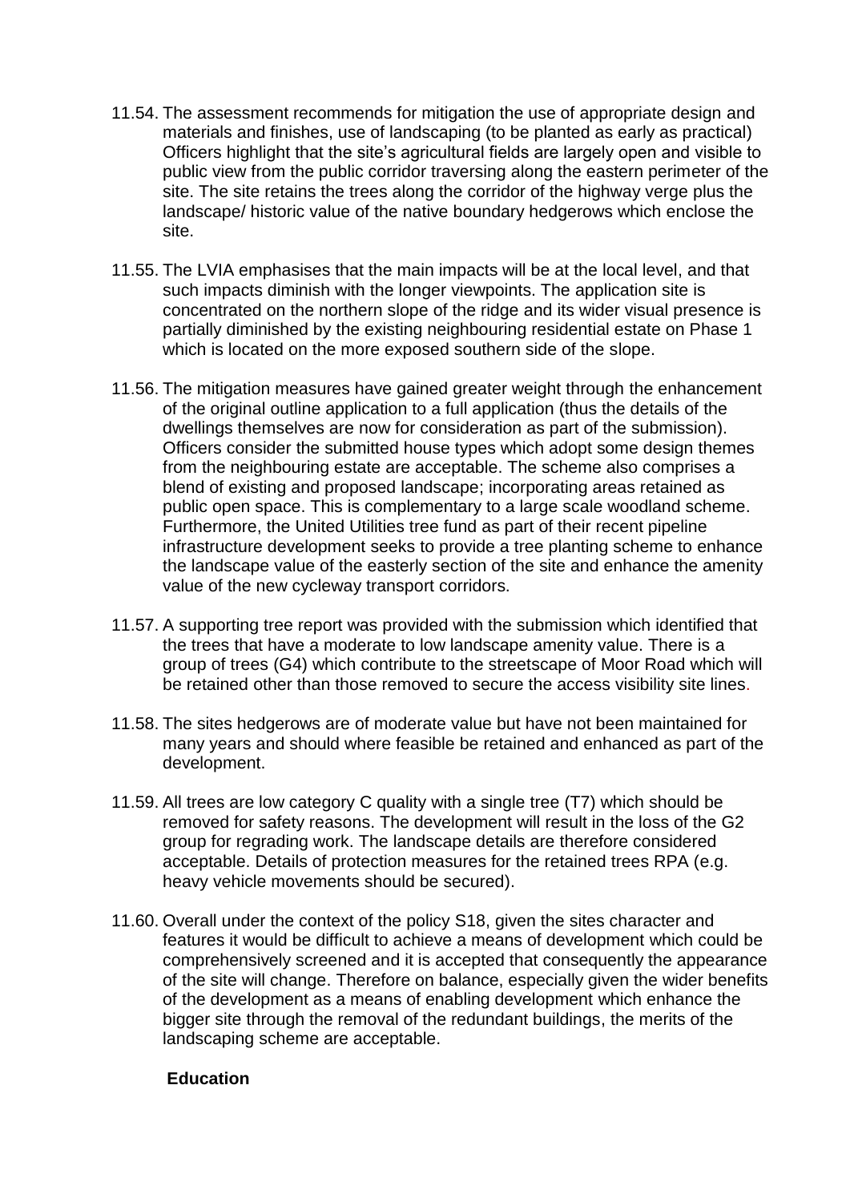11.54. The assessment recommends for mitigation the use of appropriate design and materials and finishes, use of landscaping (to be planted as early as practical) Officers highlight that the site's agricultural fields are largely open and visible to public view from the public corridor traversing along the eastern perimeter of the site. The site retains the trees along the corridor of the highway verge plus the landscape/ historic value of the native boundary hedgerows which enclose the site.

11.55. The LVIA emphasises that the main impacts will be at the local level, and that such impacts diminish with the longer viewpoints. The application site is concentrated on the northern slope of the ridge and its wider visual presence is partially diminished by the existing neighbouring residential estate on Phase 1 which is located on the more exposed southern side of the slope.

11.56. The mitigation measures have gained greater weight through the enhancement of the original outline application to a full application (thus the details of the dwellings themselves are now for consideration as part of the submission). Officers consider the submitted house types which adopt some design themes from the neighbouring estate are acceptable. The scheme also comprises a blend of existing and proposed landscape; incorporating areas retained as public open space. This is complementary to a large scale woodland scheme. Furthermore, the United Utilities tree fund as part of their recent pipeline infrastructure development seeks to provide a tree planting scheme to enhance the landscape value of the easterly section of the site and enhance the amenity value of the new cycleway transport corridors.

11.57. A supporting tree report was provided with the submission which identified that the trees that have a moderate to low landscape amenity value. There is a group of trees (G4) which contribute to the streetscape of Moor Road which will be retained other than those removed to secure the access visibility site lines.

11.58. The sites hedgerows are of moderate value but have not been maintained for many years and should where feasible be retained and enhanced as part of the development.

11.59. All trees are low category C quality with a single tree (T7) which should be removed for safety reasons. The development will result in the loss of the G2 group for regrading work. The landscape details are therefore considered acceptable. Details of protection measures for the retained trees RPA (e.g. heavy vehicle movements should be secured).

11.60. Overall under the context of the policy S18, given the sites character and features it would be difficult to achieve a means of development which could be comprehensively screened and it is accepted that consequently the appearance of the site will change. Therefore on balance, especially given the wider benefits of the development as a means of enabling development which enhance the bigger site through the removal of the redundant buildings, the merits of the landscaping scheme are acceptable.

**Education**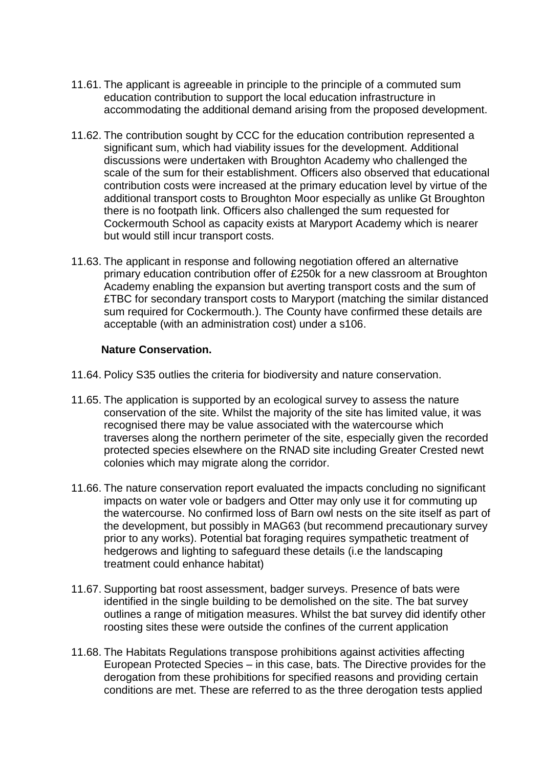11.61. The applicant is agreeable in principle to the principle of a commuted sum education contribution to support the local education infrastructure in accommodating the additional demand arising from the proposed development.

11.62. The contribution sought by CCC for the education contribution represented a significant sum, which had viability issues for the development. Additional discussions were undertaken with Broughton Academy who challenged the scale of the sum for their establishment. Officers also observed that educational contribution costs were increased at the primary education level by virtue of the additional transport costs to Broughton Moor especially as unlike Gt Broughton there is no footpath link. Officers also challenged the sum requested for Cockermouth School as capacity exists at Maryport Academy which is nearer but would still incur transport costs.

11.63. The applicant in response and following negotiation offered an alternative primary education contribution offer of £250k for a new classroom at Broughton Academy enabling the expansion but averting transport costs and the sum of £TBC for secondary transport costs to Maryport (matching the similar distanced sum required for Cockermouth.). The County have confirmed these details are acceptable (with an administration cost) under a s106.

**Nature Conservation.**

11.64. Policy S35 outlies the criteria for biodiversity and nature conservation.

11.65. The application is supported by an ecological survey to assess the nature conservation of the site. Whilst the majority of the site has limited value, it was recognised there may be value associated with the watercourse which traverses along the northern perimeter of the site, especially given the recorded protected species elsewhere on the RNAD site including Greater Crested newt colonies which may migrate along the corridor.

11.66. The nature conservation report evaluated the impacts concluding no significant impacts on water vole or badgers and Otter may only use it for commuting up the watercourse. No confirmed loss of Barn owl nests on the site itself as part of the development, but possibly in MAG63 (but recommend precautionary survey prior to any works). Potential bat foraging requires sympathetic treatment of hedgerows and lighting to safeguard these details (i.e the landscaping treatment could enhance habitat)

11.67. Supporting bat roost assessment, badger surveys. Presence of bats were identified in the single building to be demolished on the site. The bat survey outlines a range of mitigation measures. Whilst the bat survey did identify other roosting sites these were outside the confines of the current application

11.68. The Habitats Regulations transpose prohibitions against activities affecting European Protected Species – in this case, bats. The Directive provides for the derogation from these prohibitions for specified reasons and providing certain conditions are met. These are referred to as the three derogation tests applied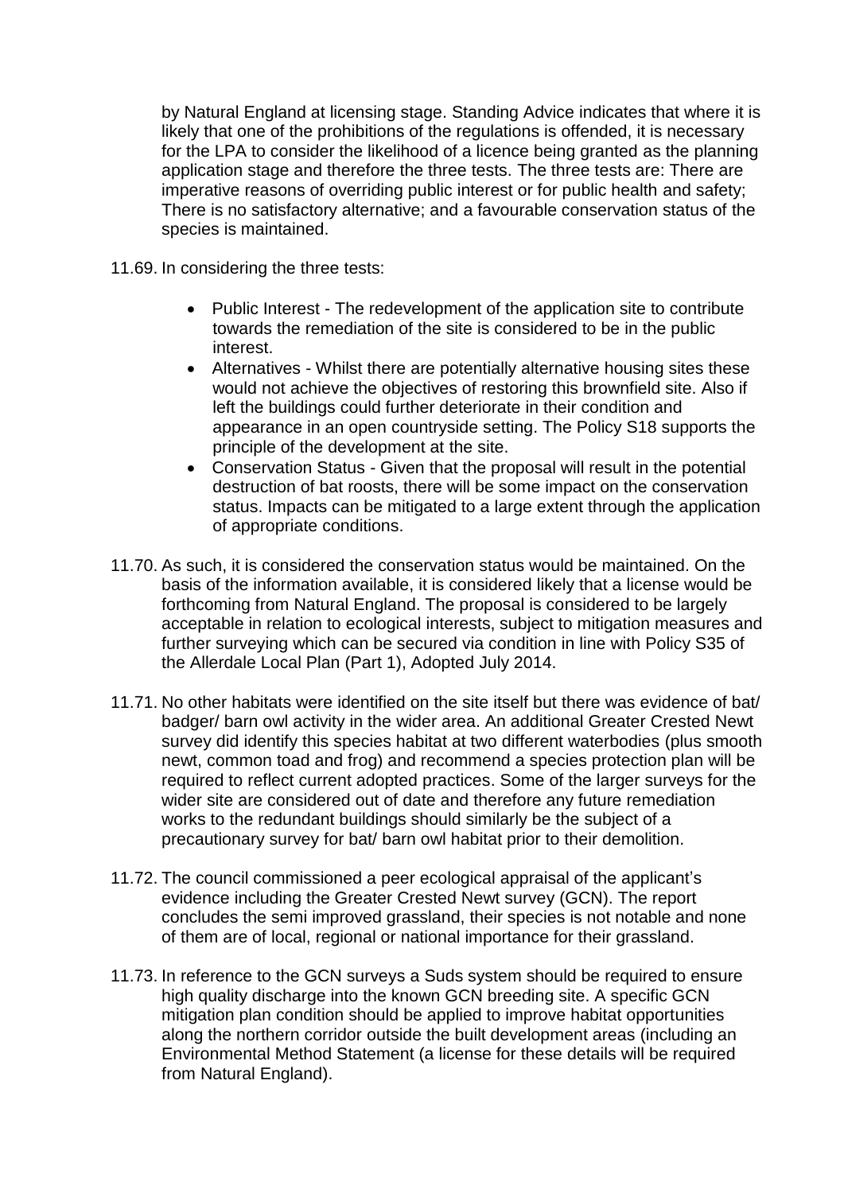by Natural England at licensing stage. Standing Advice indicates that where it is likely that one of the prohibitions of the regulations is offended, it is necessary for the LPA to consider the likelihood of a licence being granted as the planning application stage and therefore the three tests. The three tests are: There are imperative reasons of overriding public interest or for public health and safety; There is no satisfactory alternative; and a favourable conservation status of the species is maintained.

11.69. In considering the three tests:

- Public Interest - The redevelopment of the application site to contribute towards the remediation of the site is considered to be in the public interest.
- Alternatives - Whilst there are potentially alternative housing sites these would not achieve the objectives of restoring this brownfield site. Also if left the buildings could further deteriorate in their condition and appearance in an open countryside setting. The Policy S18 supports the principle of the development at the site.
- Conservation Status - Given that the proposal will result in the potential destruction of bat roosts, there will be some impact on the conservation status. Impacts can be mitigated to a large extent through the application of appropriate conditions.

11.70. As such, it is considered the conservation status would be maintained. On the basis of the information available, it is considered likely that a license would be forthcoming from Natural England. The proposal is considered to be largely acceptable in relation to ecological interests, subject to mitigation measures and further surveying which can be secured via condition in line with Policy S35 of the Allerdale Local Plan (Part 1), Adopted July 2014.

11.71. No other habitats were identified on the site itself but there was evidence of bat/ badger/ barn owl activity in the wider area. An additional Greater Crested Newt survey did identify this species habitat at two different waterbodies (plus smooth newt, common toad and frog) and recommend a species protection plan will be required to reflect current adopted practices. Some of the larger surveys for the wider site are considered out of date and therefore any future remediation works to the redundant buildings should similarly be the subject of a precautionary survey for bat/ barn owl habitat prior to their demolition.

11.72. The council commissioned a peer ecological appraisal of the applicant's evidence including the Greater Crested Newt survey (GCN). The report concludes the semi improved grassland, their species is not notable and none of them are of local, regional or national importance for their grassland.

11.73. In reference to the GCN surveys a Suds system should be required to ensure high quality discharge into the known GCN breeding site. A specific GCN mitigation plan condition should be applied to improve habitat opportunities along the northern corridor outside the built development areas (including an Environmental Method Statement (a license for these details will be required from Natural England).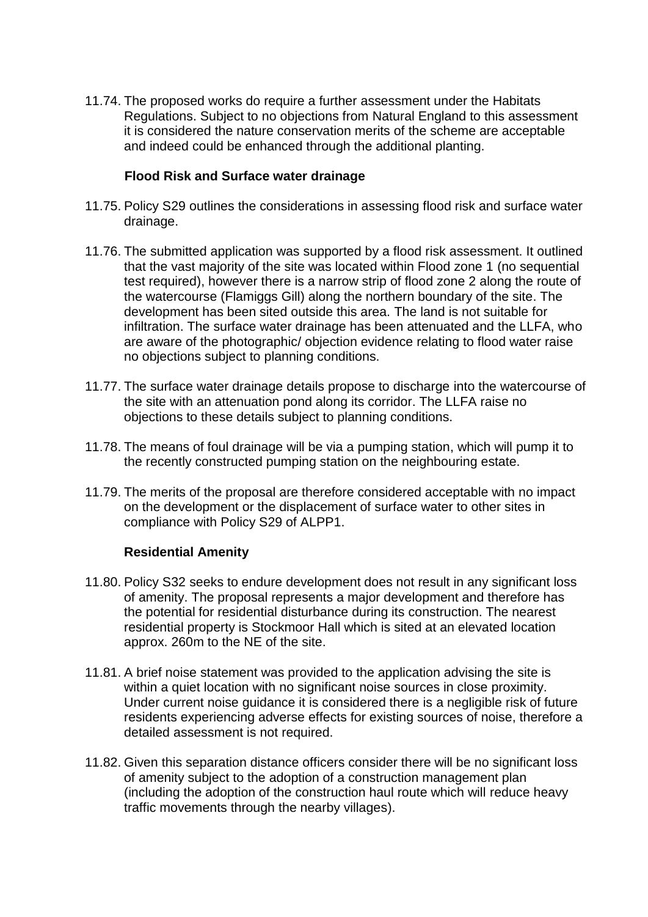11.74. The proposed works do require a further assessment under the Habitats Regulations. Subject to no objections from Natural England to this assessment it is considered the nature conservation merits of the scheme are acceptable and indeed could be enhanced through the additional planting.

**Flood Risk and Surface water drainage**

11.75. Policy S29 outlines the considerations in assessing flood risk and surface water drainage.

11.76. The submitted application was supported by a flood risk assessment. It outlined that the vast majority of the site was located within Flood zone 1 (no sequential test required), however there is a narrow strip of flood zone 2 along the route of the watercourse (Flamiggs Gill) along the northern boundary of the site. The development has been sited outside this area. The land is not suitable for infiltration. The surface water drainage has been attenuated and the LLFA, who are aware of the photographic/ objection evidence relating to flood water raise no objections subject to planning conditions.

11.77. The surface water drainage details propose to discharge into the watercourse of the site with an attenuation pond along its corridor. The LLFA raise no objections to these details subject to planning conditions.

11.78. The means of foul drainage will be via a pumping station, which will pump it to the recently constructed pumping station on the neighbouring estate.

11.79. The merits of the proposal are therefore considered acceptable with no impact on the development or the displacement of surface water to other sites in compliance with Policy S29 of ALPP1.

**Residential Amenity**

11.80. Policy S32 seeks to endure development does not result in any significant loss of amenity. The proposal represents a major development and therefore has the potential for residential disturbance during its construction. The nearest residential property is Stockmoor Hall which is sited at an elevated location approx. 260m to the NE of the site.

11.81. A brief noise statement was provided to the application advising the site is within a quiet location with no significant noise sources in close proximity. Under current noise guidance it is considered there is a negligible risk of future residents experiencing adverse effects for existing sources of noise, therefore a detailed assessment is not required.

11.82. Given this separation distance officers consider there will be no significant loss of amenity subject to the adoption of a construction management plan (including the adoption of the construction haul route which will reduce heavy traffic movements through the nearby villages).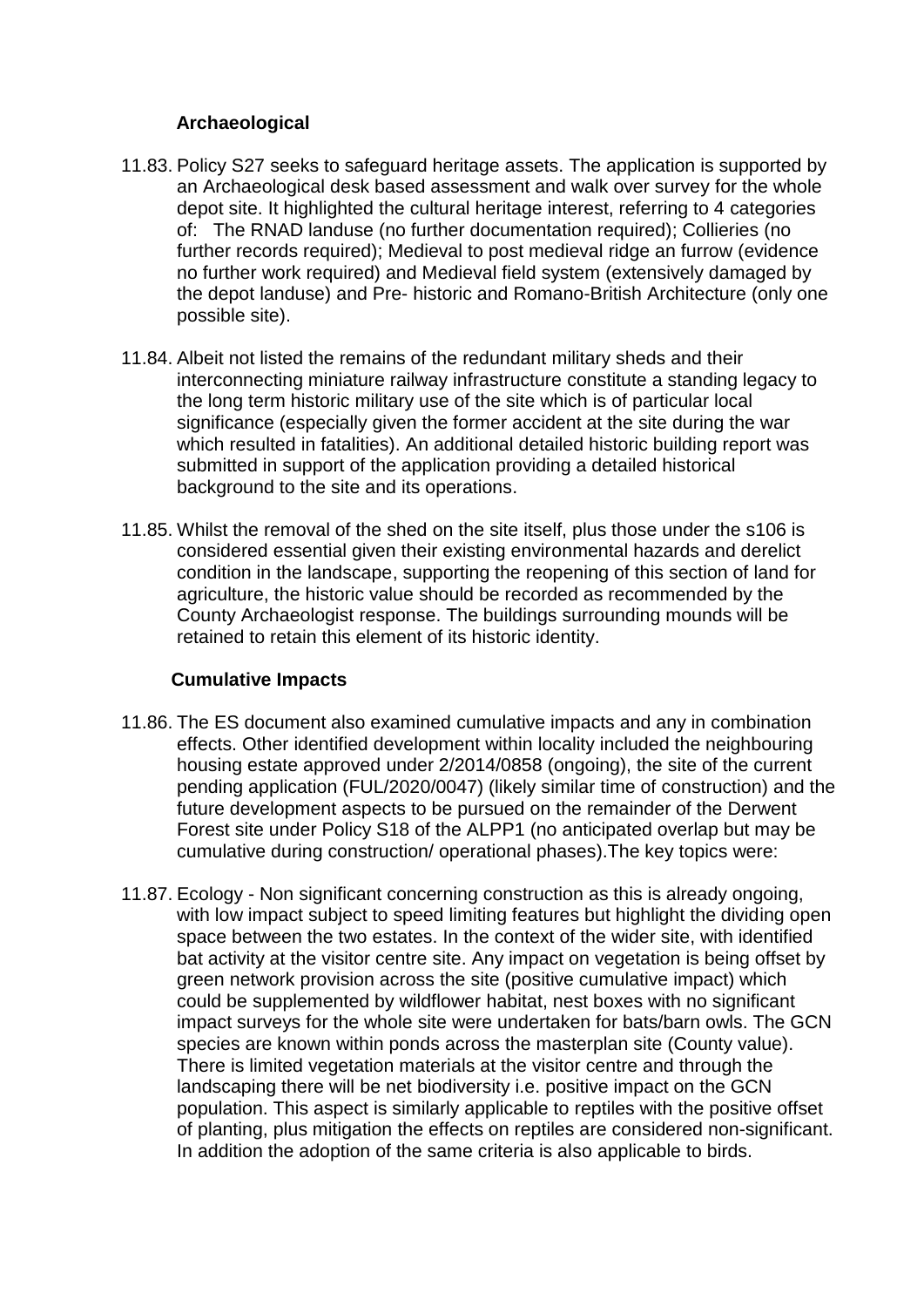### Archaeological

11.83. Policy S27 seeks to safeguard heritage assets. The application is supported by an Archaeological desk based assessment and walk over survey for the whole depot site. It highlighted the cultural heritage interest, referring to 4 categories of: The RNAD landuse (no further documentation required); Collieries (no further records required); Medieval to post medieval ridge an furrow (evidence no further work required) and Medieval field system (extensively damaged by the depot landuse) and Pre- historic and Romano-British Architecture (only one possible site).

11.84. Albeit not listed the remains of the redundant military sheds and their interconnecting miniature railway infrastructure constitute a standing legacy to the long term historic military use of the site which is of particular local significance (especially given the former accident at the site during the war which resulted in fatalities). An additional detailed historic building report was submitted in support of the application providing a detailed historical background to the site and its operations.

11.85. Whilst the removal of the shed on the site itself, plus those under the s106 is considered essential given their existing environmental hazards and derelict condition in the landscape, supporting the reopening of this section of land for agriculture, the historic value should be recorded as recommended by the County Archaeologist response. The buildings surrounding mounds will be retained to retain this element of its historic identity.

### Cumulative Impacts

11.86. The ES document also examined cumulative impacts and any in combination effects. Other identified development within locality included the neighbouring housing estate approved under 2/2014/0858 (ongoing), the site of the current pending application (FUL/2020/0047) (likely similar time of construction) and the future development aspects to be pursued on the remainder of the Derwent Forest site under Policy S18 of the ALPP1 (no anticipated overlap but may be cumulative during construction/ operational phases).The key topics were:

11.87. Ecology - Non significant concerning construction as this is already ongoing, with low impact subject to speed limiting features but highlight the dividing open space between the two estates. In the context of the wider site, with identified bat activity at the visitor centre site. Any impact on vegetation is being offset by green network provision across the site (positive cumulative impact) which could be supplemented by wildflower habitat, nest boxes with no significant impact surveys for the whole site were undertaken for bats/barn owls. The GCN species are known within ponds across the masterplan site (County value). There is limited vegetation materials at the visitor centre and through the landscaping there will be net biodiversity i.e. positive impact on the GCN population. This aspect is similarly applicable to reptiles with the positive offset of planting, plus mitigation the effects on reptiles are considered non-significant. In addition the adoption of the same criteria is also applicable to birds.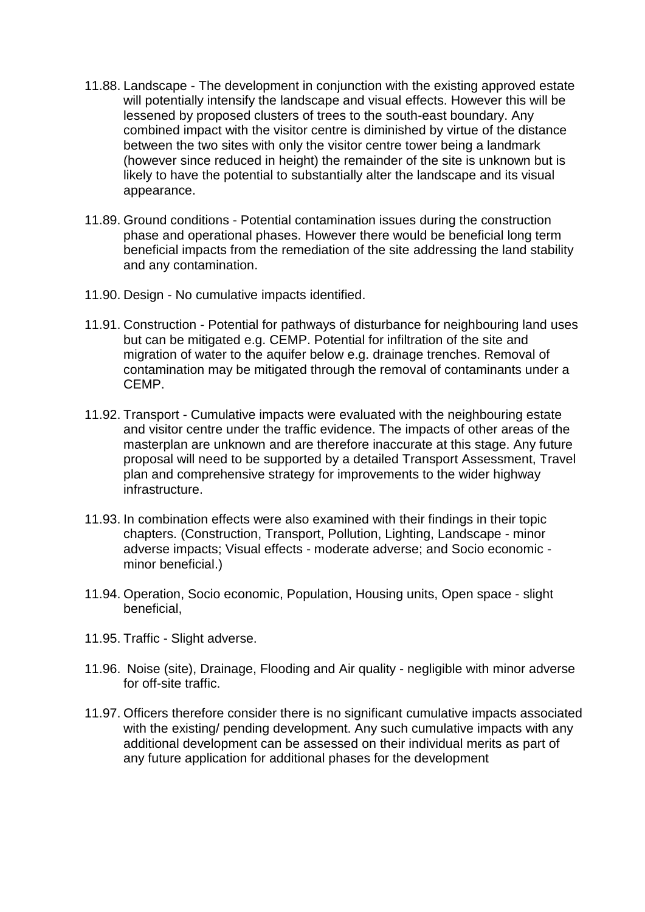11.88. Landscape - The development in conjunction with the existing approved estate will potentially intensify the landscape and visual effects. However this will be lessened by proposed clusters of trees to the south-east boundary. Any combined impact with the visitor centre is diminished by virtue of the distance between the two sites with only the visitor centre tower being a landmark (however since reduced in height) the remainder of the site is unknown but is likely to have the potential to substantially alter the landscape and its visual appearance.

11.89. Ground conditions - Potential contamination issues during the construction phase and operational phases. However there would be beneficial long term beneficial impacts from the remediation of the site addressing the land stability and any contamination.

11.90. Design - No cumulative impacts identified.

11.91. Construction - Potential for pathways of disturbance for neighbouring land uses but can be mitigated e.g. CEMP. Potential for infiltration of the site and migration of water to the aquifer below e.g. drainage trenches. Removal of contamination may be mitigated through the removal of contaminants under a CEMP.

11.92. Transport - Cumulative impacts were evaluated with the neighbouring estate and visitor centre under the traffic evidence. The impacts of other areas of the masterplan are unknown and are therefore inaccurate at this stage. Any future proposal will need to be supported by a detailed Transport Assessment, Travel plan and comprehensive strategy for improvements to the wider highway infrastructure.

11.93. In combination effects were also examined with their findings in their topic chapters. (Construction, Transport, Pollution, Lighting, Landscape - minor adverse impacts; Visual effects - moderate adverse; and Socio economic - minor beneficial.)

11.94. Operation, Socio economic, Population, Housing units, Open space - slight beneficial,

11.95. Traffic - Slight adverse.

11.96. Noise (site), Drainage, Flooding and Air quality - negligible with minor adverse for off-site traffic.

11.97. Officers therefore consider there is no significant cumulative impacts associated with the existing/ pending development. Any such cumulative impacts with any additional development can be assessed on their individual merits as part of any future application for additional phases for the development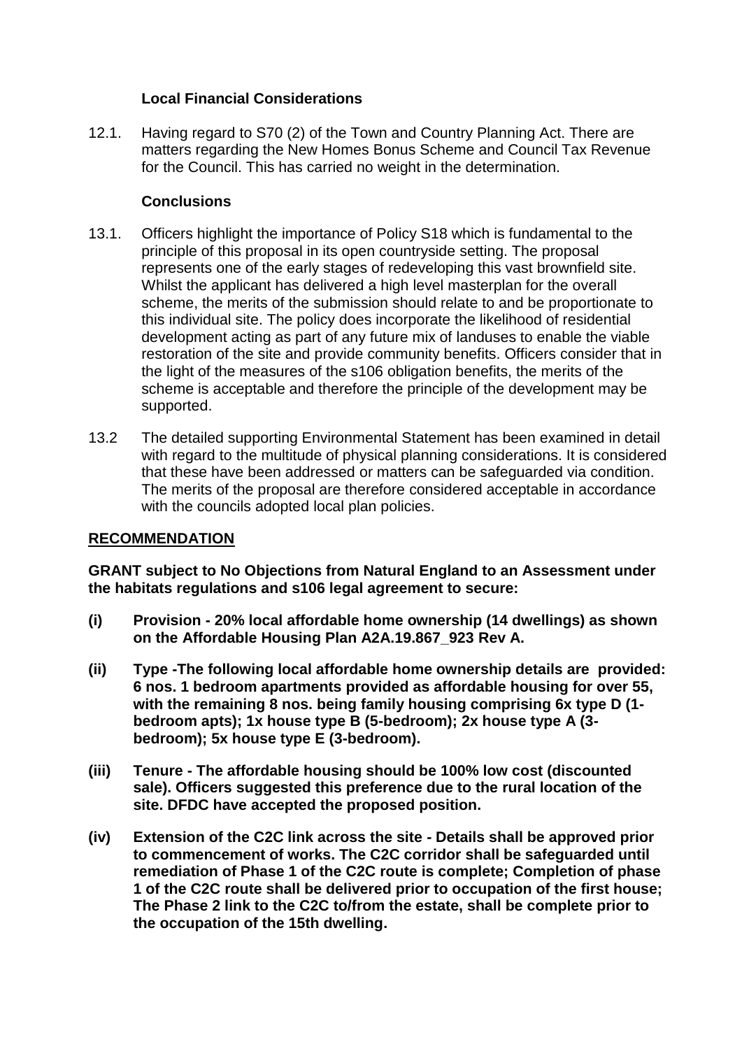### Local Financial Considerations

12.1. Having regard to S70 (2) of the Town and Country Planning Act. There are matters regarding the New Homes Bonus Scheme and Council Tax Revenue for the Council. This has carried no weight in the determination.

### Conclusions

13.1. Officers highlight the importance of Policy S18 which is fundamental to the principle of this proposal in its open countryside setting. The proposal represents one of the early stages of redeveloping this vast brownfield site. Whilst the applicant has delivered a high level masterplan for the overall scheme, the merits of the submission should relate to and be proportionate to this individual site. The policy does incorporate the likelihood of residential development acting as part of any future mix of landuses to enable the viable restoration of the site and provide community benefits. Officers consider that in the light of the measures of the s106 obligation benefits, the merits of the scheme is acceptable and therefore the principle of the development may be supported.

13.2 The detailed supporting Environmental Statement has been examined in detail with regard to the multitude of physical planning considerations. It is considered that these have been addressed or matters can be safeguarded via condition. The merits of the proposal are therefore considered acceptable in accordance with the councils adopted local plan policies.

## RECOMMENDATION

**GRANT subject to No Objections from Natural England to an Assessment under the habitats regulations and s106 legal agreement to secure:**

**(i) Provision - 20% local affordable home ownership (14 dwellings) as shown on the Affordable Housing Plan A2A.19.867_923 Rev A.**

**(ii) Type -The following local affordable home ownership details are provided: 6 nos. 1 bedroom apartments provided as affordable housing for over 55, with the remaining 8 nos. being family housing comprising 6x type D (1-bedroom apts); 1x house type B (5-bedroom); 2x house type A (3-bedroom); 5x house type E (3-bedroom).**

**(iii) Tenure - The affordable housing should be 100% low cost (discounted sale). Officers suggested this preference due to the rural location of the site. DFDC have accepted the proposed position.**

**(iv) Extension of the C2C link across the site - Details shall be approved prior to commencement of works. The C2C corridor shall be safeguarded until remediation of Phase 1 of the C2C route is complete; Completion of phase 1 of the C2C route shall be delivered prior to occupation of the first house; The Phase 2 link to the C2C to/from the estate, shall be complete prior to the occupation of the 15th dwelling.**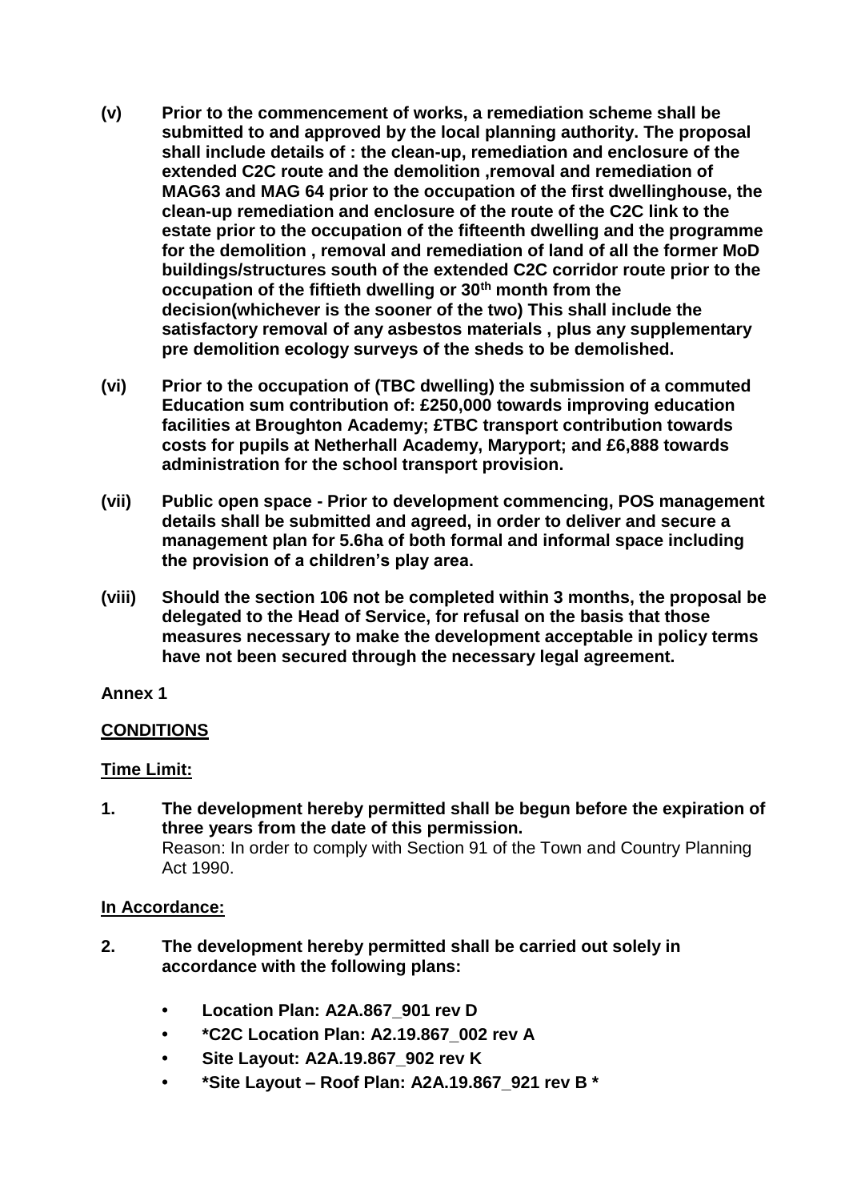**(v) Prior to the commencement of works, a remediation scheme shall be submitted to and approved by the local planning authority. The proposal shall include details of : the clean-up, remediation and enclosure of the extended C2C route and the demolition ,removal and remediation of MAG63 and MAG 64 prior to the occupation of the first dwellinghouse, the clean-up remediation and enclosure of the route of the C2C link to the estate prior to the occupation of the fifteenth dwelling and the programme for the demolition , removal and remediation of land of all the former MoD buildings/structures south of the extended C2C corridor route prior to the occupation of the fiftieth dwelling or 30th month from the decision(whichever is the sooner of the two) This shall include the satisfactory removal of any asbestos materials , plus any supplementary pre demolition ecology surveys of the sheds to be demolished.**

**(vi) Prior to the occupation of (TBC dwelling) the submission of a commuted Education sum contribution of: £250,000 towards improving education facilities at Broughton Academy; £TBC transport contribution towards costs for pupils at Netherhall Academy, Maryport; and £6,888 towards administration for the school transport provision.**

**(vii) Public open space - Prior to development commencing, POS management details shall be submitted and agreed, in order to deliver and secure a management plan for 5.6ha of both formal and informal space including the provision of a children's play area.**

**(viii) Should the section 106 not be completed within 3 months, the proposal be delegated to the Head of Service, for refusal on the basis that those measures necessary to make the development acceptable in policy terms have not been secured through the necessary legal agreement.**

**Annex 1**

**<u>CONDITIONS</u>**

**<u>Time Limit:</u>**

**1. The development hereby permitted shall be begun before the expiration of three years from the date of this permission.**
Reason: In order to comply with Section 91 of the Town and Country Planning Act 1990.

**<u>In Accordance:</u>**

**2. The development hereby permitted shall be carried out solely in accordance with the following plans:**

- **Location Plan: A2A.867_901 rev D**
- **\*C2C Location Plan: A2.19.867_002 rev A**
- **Site Layout: A2A.19.867_902 rev K**
- **\*Site Layout – Roof Plan: A2A.19.867_921 rev B \***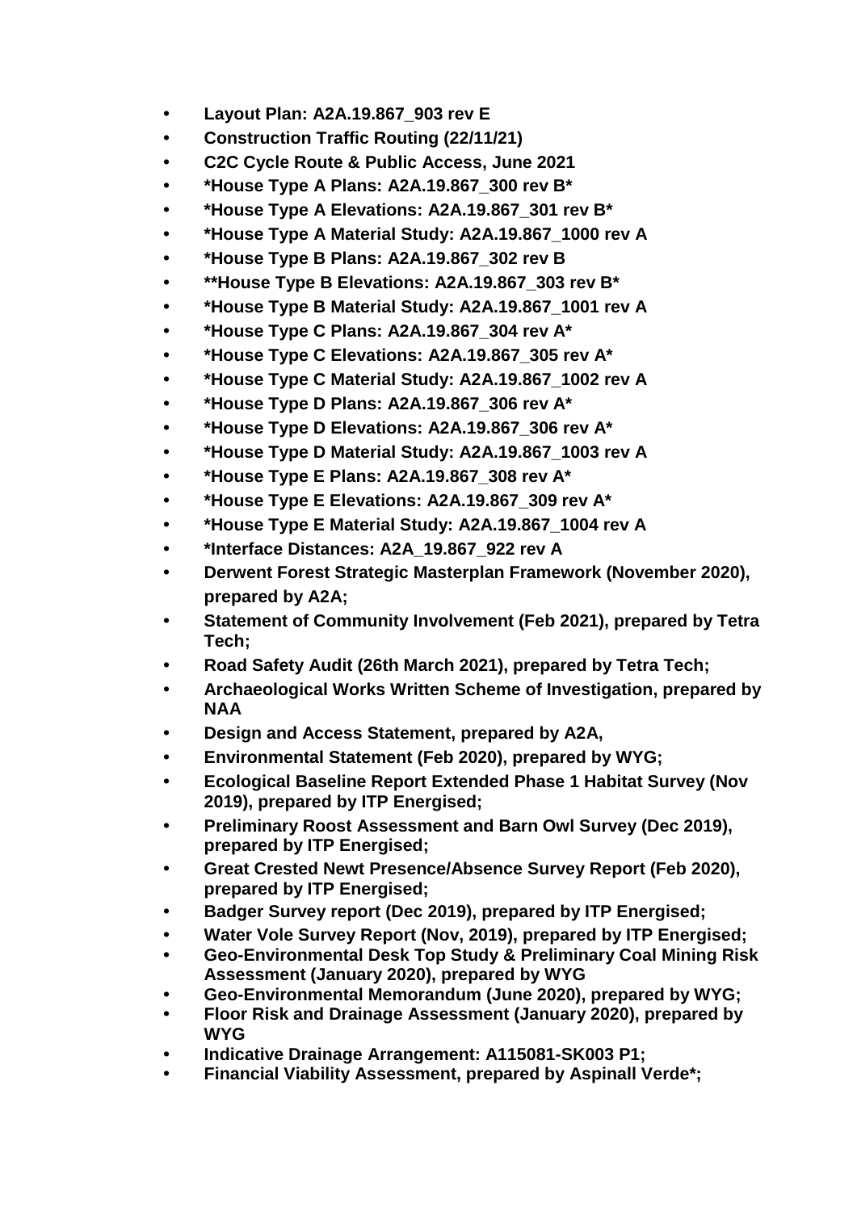- **Layout Plan: A2A.19.867_903 rev E**
- **Construction Traffic Routing (22/11/21)**
- **C2C Cycle Route & Public Access, June 2021**
- **\*House Type A Plans: A2A.19.867_300 rev B\***
- **\*House Type A Elevations: A2A.19.867_301 rev B\***
- **\*House Type A Material Study: A2A.19.867_1000 rev A**
- **\*House Type B Plans: A2A.19.867_302 rev B**
- **\*\*House Type B Elevations: A2A.19.867_303 rev B\***
- **\*House Type B Material Study: A2A.19.867_1001 rev A**
- **\*House Type C Plans: A2A.19.867_304 rev A\***
- **\*House Type C Elevations: A2A.19.867_305 rev A\***
- **\*House Type C Material Study: A2A.19.867_1002 rev A**
- **\*House Type D Plans: A2A.19.867_306 rev A\***
- **\*House Type D Elevations: A2A.19.867_306 rev A\***
- **\*House Type D Material Study: A2A.19.867_1003 rev A**
- **\*House Type E Plans: A2A.19.867_308 rev A\***
- **\*House Type E Elevations: A2A.19.867_309 rev A\***
- **\*House Type E Material Study: A2A.19.867_1004 rev A**
- **\*Interface Distances: A2A_19.867_922 rev A**
- **Derwent Forest Strategic Masterplan Framework (November 2020), prepared by A2A;**
- **Statement of Community Involvement (Feb 2021), prepared by Tetra Tech;**
- **Road Safety Audit (26th March 2021), prepared by Tetra Tech;**
- **Archaeological Works Written Scheme of Investigation, prepared by NAA**
- **Design and Access Statement, prepared by A2A,**
- **Environmental Statement (Feb 2020), prepared by WYG;**
- **Ecological Baseline Report Extended Phase 1 Habitat Survey (Nov 2019), prepared by ITP Energised;**
- **Preliminary Roost Assessment and Barn Owl Survey (Dec 2019), prepared by ITP Energised;**
- **Great Crested Newt Presence/Absence Survey Report (Feb 2020), prepared by ITP Energised;**
- **Badger Survey report (Dec 2019), prepared by ITP Energised;**
- **Water Vole Survey Report (Nov, 2019), prepared by ITP Energised;**
- **Geo-Environmental Desk Top Study & Preliminary Coal Mining Risk Assessment (January 2020), prepared by WYG**
- **Geo-Environmental Memorandum (June 2020), prepared by WYG;**
- **Floor Risk and Drainage Assessment (January 2020), prepared by WYG**
- **Indicative Drainage Arrangement: A115081-SK003 P1;**
- **Financial Viability Assessment, prepared by Aspinall Verde\*;**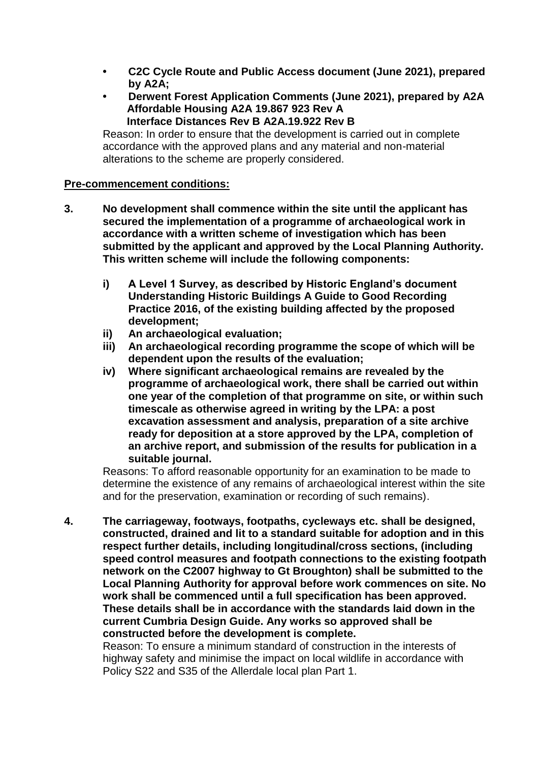- **C2C Cycle Route and Public Access document (June 2021), prepared by A2A;**
- **Derwent Forest Application Comments (June 2021), prepared by A2A Affordable Housing A2A 19.867 923 Rev A Interface Distances Rev B A2A.19.922 Rev B**

Reason: In order to ensure that the development is carried out in complete accordance with the approved plans and any material and non-material alterations to the scheme are properly considered.

**<u>Pre-commencement conditions:</u>**

**3. No development shall commence within the site until the applicant has secured the implementation of a programme of archaeological work in accordance with a written scheme of investigation which has been submitted by the applicant and approved by the Local Planning Authority. This written scheme will include the following components:**

**i) A Level 1 Survey, as described by Historic England's document Understanding Historic Buildings A Guide to Good Recording Practice 2016, of the existing building affected by the proposed development;**

**ii) An archaeological evaluation;**

**iii) An archaeological recording programme the scope of which will be dependent upon the results of the evaluation;**

**iv) Where significant archaeological remains are revealed by the programme of archaeological work, there shall be carried out within one year of the completion of that programme on site, or within such timescale as otherwise agreed in writing by the LPA: a post excavation assessment and analysis, preparation of a site archive ready for deposition at a store approved by the LPA, completion of an archive report, and submission of the results for publication in a suitable journal.**

Reasons: To afford reasonable opportunity for an examination to be made to determine the existence of any remains of archaeological interest within the site and for the preservation, examination or recording of such remains).

**4. The carriageway, footways, footpaths, cycleways etc. shall be designed, constructed, drained and lit to a standard suitable for adoption and in this respect further details, including longitudinal/cross sections, (including speed control measures and footpath connections to the existing footpath network on the C2007 highway to Gt Broughton) shall be submitted to the Local Planning Authority for approval before work commences on site. No work shall be commenced until a full specification has been approved. These details shall be in accordance with the standards laid down in the current Cumbria Design Guide. Any works so approved shall be constructed before the development is complete.**

Reason: To ensure a minimum standard of construction in the interests of highway safety and minimise the impact on local wildlife in accordance with Policy S22 and S35 of the Allerdale local plan Part 1.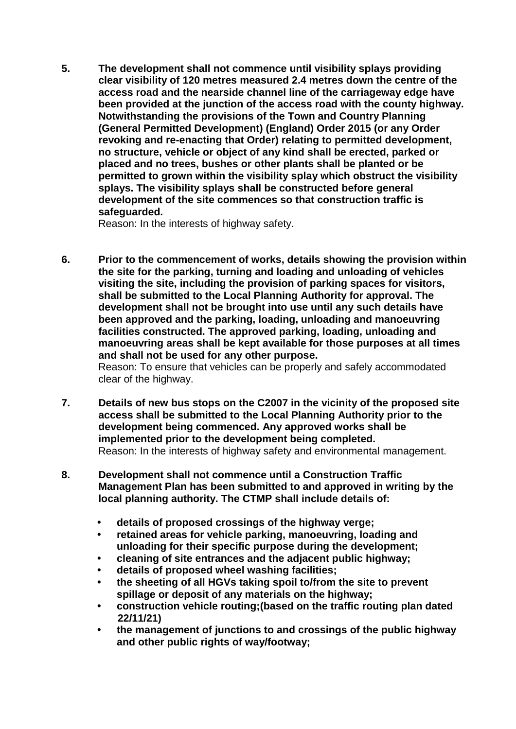5. **The development shall not commence until visibility splays providing clear visibility of 120 metres measured 2.4 metres down the centre of the access road and the nearside channel line of the carriageway edge have been provided at the junction of the access road with the county highway. Notwithstanding the provisions of the Town and Country Planning (General Permitted Development) (England) Order 2015 (or any Order revoking and re-enacting that Order) relating to permitted development, no structure, vehicle or object of any kind shall be erected, parked or placed and no trees, bushes or other plants shall be planted or be permitted to grown within the visibility splay which obstruct the visibility splays. The visibility splays shall be constructed before general development of the site commences so that construction traffic is safeguarded.**
   Reason: In the interests of highway safety.

6. **Prior to the commencement of works, details showing the provision within the site for the parking, turning and loading and unloading of vehicles visiting the site, including the provision of parking spaces for visitors, shall be submitted to the Local Planning Authority for approval. The development shall not be brought into use until any such details have been approved and the parking, loading, unloading and manoeuvring facilities constructed. The approved parking, loading, unloading and manoeuvring areas shall be kept available for those purposes at all times and shall not be used for any other purpose.**
   Reason: To ensure that vehicles can be properly and safely accommodated clear of the highway.

7. **Details of new bus stops on the C2007 in the vicinity of the proposed site access shall be submitted to the Local Planning Authority prior to the development being commenced. Any approved works shall be implemented prior to the development being completed.**
   Reason: In the interests of highway safety and environmental management.

8. **Development shall not commence until a Construction Traffic Management Plan has been submitted to and approved in writing by the local planning authority. The CTMP shall include details of:**

   - **details of proposed crossings of the highway verge;**
   - **retained areas for vehicle parking, manoeuvring, loading and unloading for their specific purpose during the development;**
   - **cleaning of site entrances and the adjacent public highway;**
   - **details of proposed wheel washing facilities;**
   - **the sheeting of all HGVs taking spoil to/from the site to prevent spillage or deposit of any materials on the highway;**
   - **construction vehicle routing;(based on the traffic routing plan dated 22/11/21)**
   - **the management of junctions to and crossings of the public highway and other public rights of way/footway;**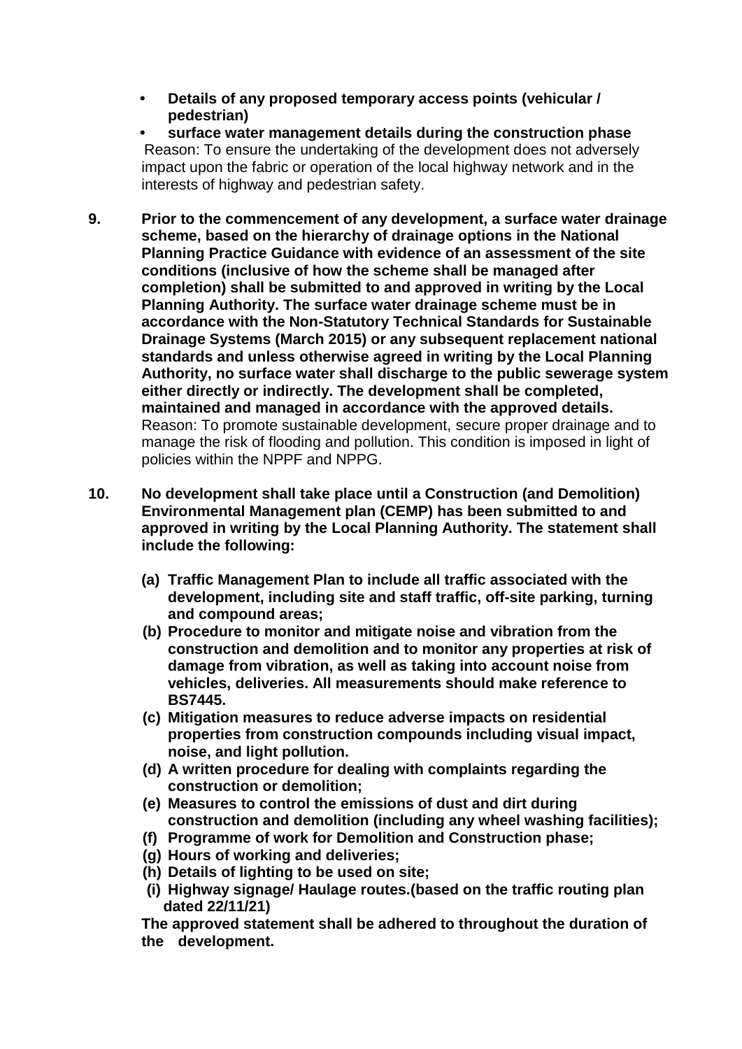- **Details of any proposed temporary access points (vehicular / pedestrian)**
- **surface water management details during the construction phase**

Reason: To ensure the undertaking of the development does not adversely impact upon the fabric or operation of the local highway network and in the interests of highway and pedestrian safety.

**9. Prior to the commencement of any development, a surface water drainage scheme, based on the hierarchy of drainage options in the National Planning Practice Guidance with evidence of an assessment of the site conditions (inclusive of how the scheme shall be managed after completion) shall be submitted to and approved in writing by the Local Planning Authority. The surface water drainage scheme must be in accordance with the Non-Statutory Technical Standards for Sustainable Drainage Systems (March 2015) or any subsequent replacement national standards and unless otherwise agreed in writing by the Local Planning Authority, no surface water shall discharge to the public sewerage system either directly or indirectly. The development shall be completed, maintained and managed in accordance with the approved details.**
Reason: To promote sustainable development, secure proper drainage and to manage the risk of flooding and pollution. This condition is imposed in light of policies within the NPPF and NPPG.

**10. No development shall take place until a Construction (and Demolition) Environmental Management plan (CEMP) has been submitted to and approved in writing by the Local Planning Authority. The statement shall include the following:**

**(a) Traffic Management Plan to include all traffic associated with the development, including site and staff traffic, off-site parking, turning and compound areas;**
**(b) Procedure to monitor and mitigate noise and vibration from the construction and demolition and to monitor any properties at risk of damage from vibration, as well as taking into account noise from vehicles, deliveries. All measurements should make reference to BS7445.**
**(c) Mitigation measures to reduce adverse impacts on residential properties from construction compounds including visual impact, noise, and light pollution.**
**(d) A written procedure for dealing with complaints regarding the construction or demolition;**
**(e) Measures to control the emissions of dust and dirt during construction and demolition (including any wheel washing facilities);**
**(f) Programme of work for Demolition and Construction phase;**
**(g) Hours of working and deliveries;**
**(h) Details of lighting to be used on site;**
**(i) Highway signage/ Haulage routes.(based on the traffic routing plan dated 22/11/21)**

**The approved statement shall be adhered to throughout the duration of the development.**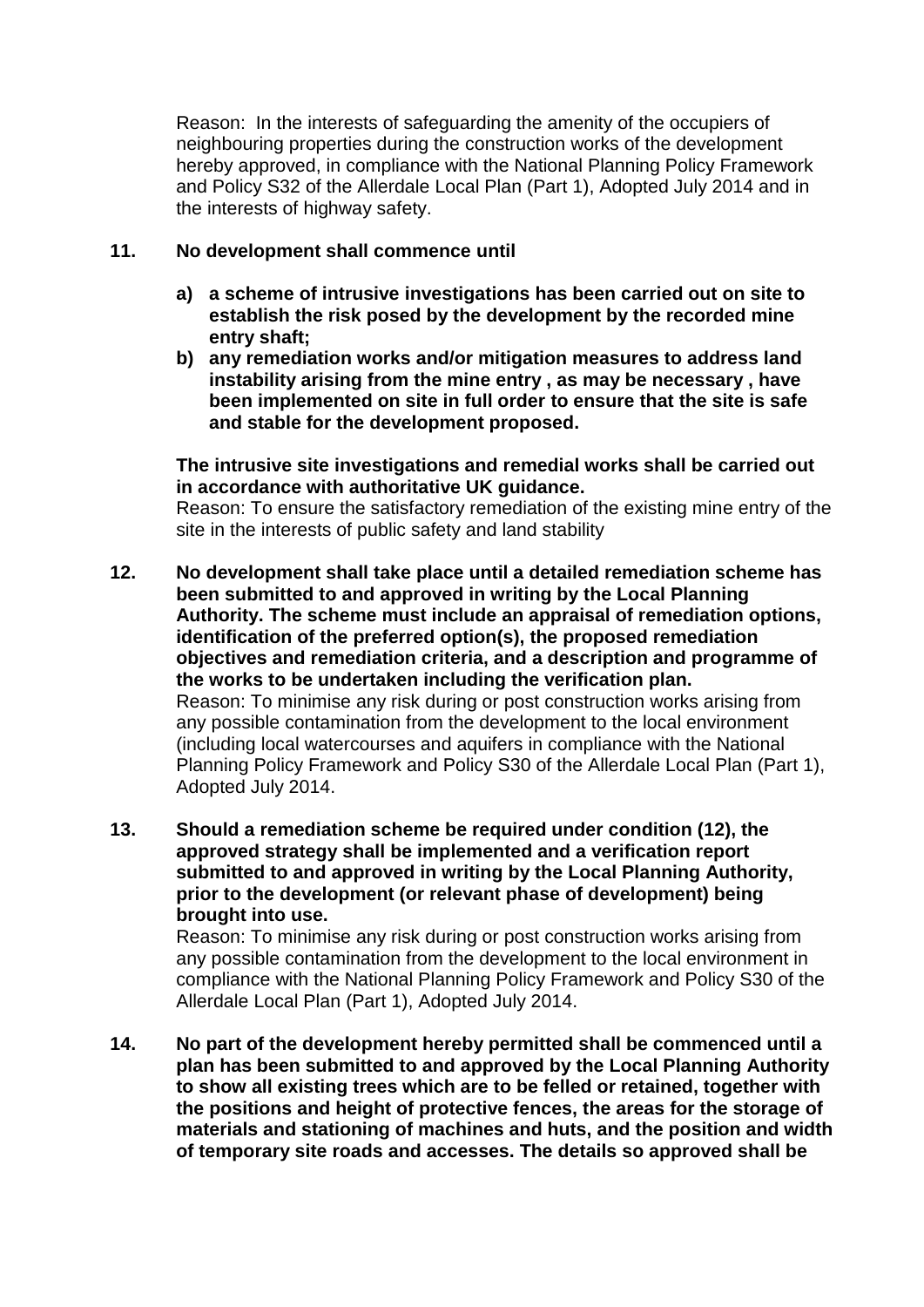Reason: In the interests of safeguarding the amenity of the occupiers of neighbouring properties during the construction works of the development hereby approved, in compliance with the National Planning Policy Framework and Policy S32 of the Allerdale Local Plan (Part 1), Adopted July 2014 and in the interests of highway safety.

**11. No development shall commence until**

- **a) a scheme of intrusive investigations has been carried out on site to establish the risk posed by the development by the recorded mine entry shaft;**
- **b) any remediation works and/or mitigation measures to address land instability arising from the mine entry , as may be necessary , have been implemented on site in full order to ensure that the site is safe and stable for the development proposed.**

**The intrusive site investigations and remedial works shall be carried out in accordance with authoritative UK guidance.**
Reason: To ensure the satisfactory remediation of the existing mine entry of the site in the interests of public safety and land stability

**12. No development shall take place until a detailed remediation scheme has been submitted to and approved in writing by the Local Planning Authority. The scheme must include an appraisal of remediation options, identification of the preferred option(s), the proposed remediation objectives and remediation criteria, and a description and programme of the works to be undertaken including the verification plan.**
Reason: To minimise any risk during or post construction works arising from any possible contamination from the development to the local environment (including local watercourses and aquifers in compliance with the National Planning Policy Framework and Policy S30 of the Allerdale Local Plan (Part 1), Adopted July 2014.

**13. Should a remediation scheme be required under condition (12), the approved strategy shall be implemented and a verification report submitted to and approved in writing by the Local Planning Authority, prior to the development (or relevant phase of development) being brought into use.**
Reason: To minimise any risk during or post construction works arising from any possible contamination from the development to the local environment in compliance with the National Planning Policy Framework and Policy S30 of the Allerdale Local Plan (Part 1), Adopted July 2014.

**14. No part of the development hereby permitted shall be commenced until a plan has been submitted to and approved by the Local Planning Authority to show all existing trees which are to be felled or retained, together with the positions and height of protective fences, the areas for the storage of materials and stationing of machines and huts, and the position and width of temporary site roads and accesses. The details so approved shall be**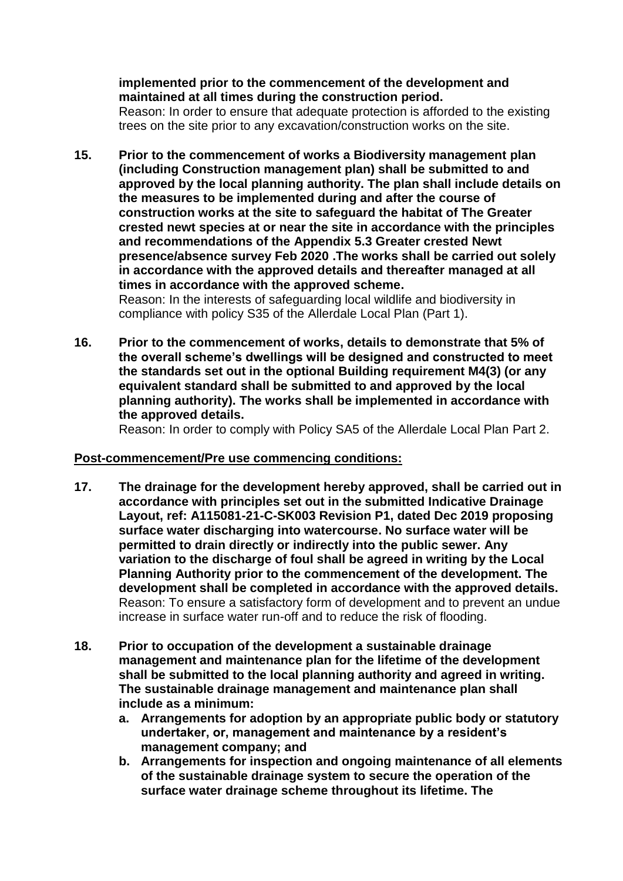**implemented prior to the commencement of the development and maintained at all times during the construction period.**
Reason: In order to ensure that adequate protection is afforded to the existing trees on the site prior to any excavation/construction works on the site.

**15. Prior to the commencement of works a Biodiversity management plan (including Construction management plan) shall be submitted to and approved by the local planning authority. The plan shall include details on the measures to be implemented during and after the course of construction works at the site to safeguard the habitat of The Greater crested newt species at or near the site in accordance with the principles and recommendations of the Appendix 5.3 Greater crested Newt presence/absence survey Feb 2020 .The works shall be carried out solely in accordance with the approved details and thereafter managed at all times in accordance with the approved scheme.**
Reason: In the interests of safeguarding local wildlife and biodiversity in compliance with policy S35 of the Allerdale Local Plan (Part 1).

**16. Prior to the commencement of works, details to demonstrate that 5% of the overall scheme's dwellings will be designed and constructed to meet the standards set out in the optional Building requirement M4(3) (or any equivalent standard shall be submitted to and approved by the local planning authority). The works shall be implemented in accordance with the approved details.**
Reason: In order to comply with Policy SA5 of the Allerdale Local Plan Part 2.

**Post-commencement/Pre use commencing conditions:**

**17. The drainage for the development hereby approved, shall be carried out in accordance with principles set out in the submitted Indicative Drainage Layout, ref: A115081-21-C-SK003 Revision P1, dated Dec 2019 proposing surface water discharging into watercourse. No surface water will be permitted to drain directly or indirectly into the public sewer. Any variation to the discharge of foul shall be agreed in writing by the Local Planning Authority prior to the commencement of the development. The development shall be completed in accordance with the approved details.**
Reason: To ensure a satisfactory form of development and to prevent an undue increase in surface water run-off and to reduce the risk of flooding.

**18. Prior to occupation of the development a sustainable drainage management and maintenance plan for the lifetime of the development shall be submitted to the local planning authority and agreed in writing. The sustainable drainage management and maintenance plan shall include as a minimum:**

**a. Arrangements for adoption by an appropriate public body or statutory undertaker, or, management and maintenance by a resident's management company; and**

**b. Arrangements for inspection and ongoing maintenance of all elements of the sustainable drainage system to secure the operation of the surface water drainage scheme throughout its lifetime. The**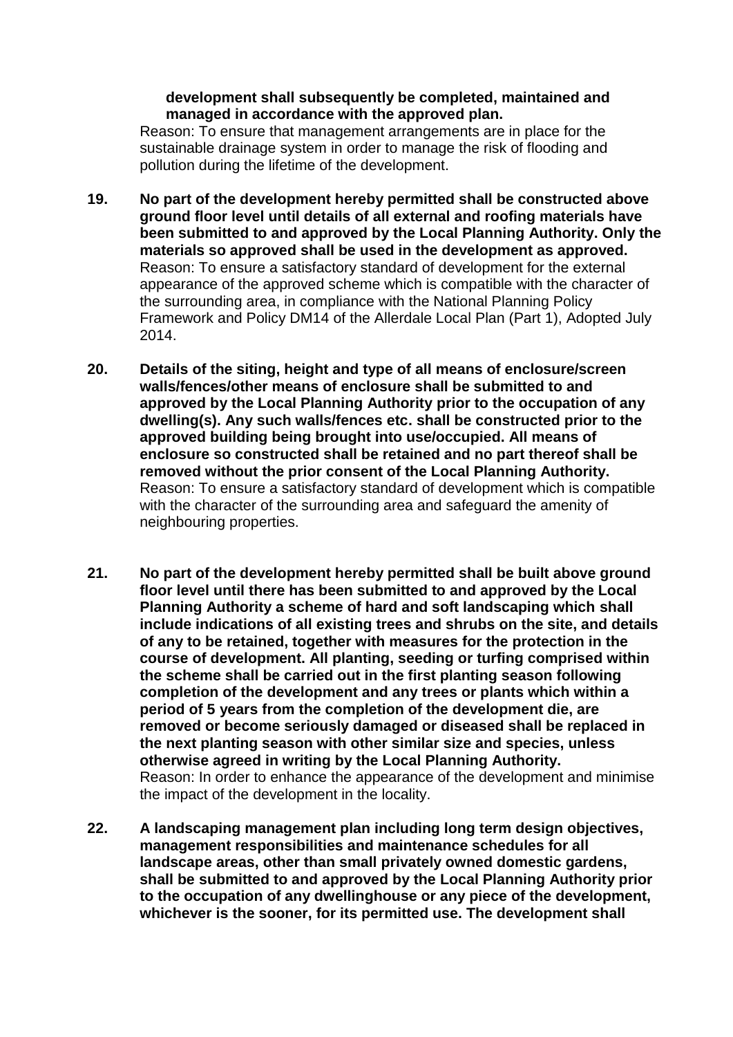**development shall subsequently be completed, maintained and managed in accordance with the approved plan.**
Reason: To ensure that management arrangements are in place for the sustainable drainage system in order to manage the risk of flooding and pollution during the lifetime of the development.

19. **No part of the development hereby permitted shall be constructed above ground floor level until details of all external and roofing materials have been submitted to and approved by the Local Planning Authority. Only the materials so approved shall be used in the development as approved.**
Reason: To ensure a satisfactory standard of development for the external appearance of the approved scheme which is compatible with the character of the surrounding area, in compliance with the National Planning Policy Framework and Policy DM14 of the Allerdale Local Plan (Part 1), Adopted July 2014.

20. **Details of the siting, height and type of all means of enclosure/screen walls/fences/other means of enclosure shall be submitted to and approved by the Local Planning Authority prior to the occupation of any dwelling(s). Any such walls/fences etc. shall be constructed prior to the approved building being brought into use/occupied. All means of enclosure so constructed shall be retained and no part thereof shall be removed without the prior consent of the Local Planning Authority.**
Reason: To ensure a satisfactory standard of development which is compatible with the character of the surrounding area and safeguard the amenity of neighbouring properties.

21. **No part of the development hereby permitted shall be built above ground floor level until there has been submitted to and approved by the Local Planning Authority a scheme of hard and soft landscaping which shall include indications of all existing trees and shrubs on the site, and details of any to be retained, together with measures for the protection in the course of development. All planting, seeding or turfing comprised within the scheme shall be carried out in the first planting season following completion of the development and any trees or plants which within a period of 5 years from the completion of the development die, are removed or become seriously damaged or diseased shall be replaced in the next planting season with other similar size and species, unless otherwise agreed in writing by the Local Planning Authority.**
Reason: In order to enhance the appearance of the development and minimise the impact of the development in the locality.

22. **A landscaping management plan including long term design objectives, management responsibilities and maintenance schedules for all landscape areas, other than small privately owned domestic gardens, shall be submitted to and approved by the Local Planning Authority prior to the occupation of any dwellinghouse or any piece of the development, whichever is the sooner, for its permitted use. The development shall**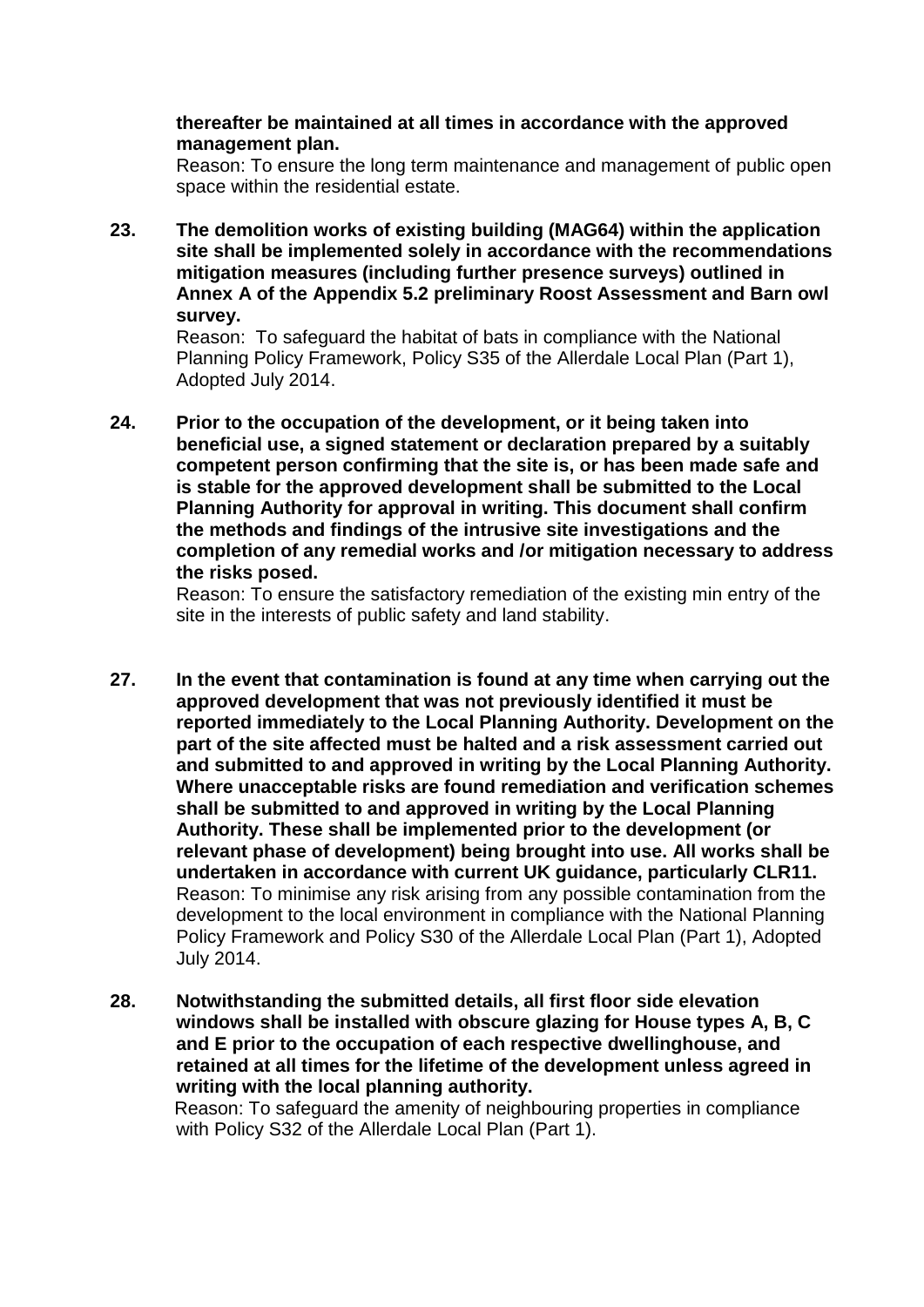**thereafter be maintained at all times in accordance with the approved management plan.**

Reason: To ensure the long term maintenance and management of public open space within the residential estate.

**23. The demolition works of existing building (MAG64) within the application site shall be implemented solely in accordance with the recommendations mitigation measures (including further presence surveys) outlined in Annex A of the Appendix 5.2 preliminary Roost Assessment and Barn owl survey.**

Reason: To safeguard the habitat of bats in compliance with the National Planning Policy Framework, Policy S35 of the Allerdale Local Plan (Part 1), Adopted July 2014.

**24. Prior to the occupation of the development, or it being taken into beneficial use, a signed statement or declaration prepared by a suitably competent person confirming that the site is, or has been made safe and is stable for the approved development shall be submitted to the Local Planning Authority for approval in writing. This document shall confirm the methods and findings of the intrusive site investigations and the completion of any remedial works and /or mitigation necessary to address the risks posed.**

Reason: To ensure the satisfactory remediation of the existing min entry of the site in the interests of public safety and land stability.

**27. In the event that contamination is found at any time when carrying out the approved development that was not previously identified it must be reported immediately to the Local Planning Authority. Development on the part of the site affected must be halted and a risk assessment carried out and submitted to and approved in writing by the Local Planning Authority. Where unacceptable risks are found remediation and verification schemes shall be submitted to and approved in writing by the Local Planning Authority. These shall be implemented prior to the development (or relevant phase of development) being brought into use. All works shall be undertaken in accordance with current UK guidance, particularly CLR11.**

Reason: To minimise any risk arising from any possible contamination from the development to the local environment in compliance with the National Planning Policy Framework and Policy S30 of the Allerdale Local Plan (Part 1), Adopted July 2014.

**28. Notwithstanding the submitted details, all first floor side elevation windows shall be installed with obscure glazing for House types A, B, C and E prior to the occupation of each respective dwellinghouse, and retained at all times for the lifetime of the development unless agreed in writing with the local planning authority.**

Reason: To safeguard the amenity of neighbouring properties in compliance with Policy S32 of the Allerdale Local Plan (Part 1).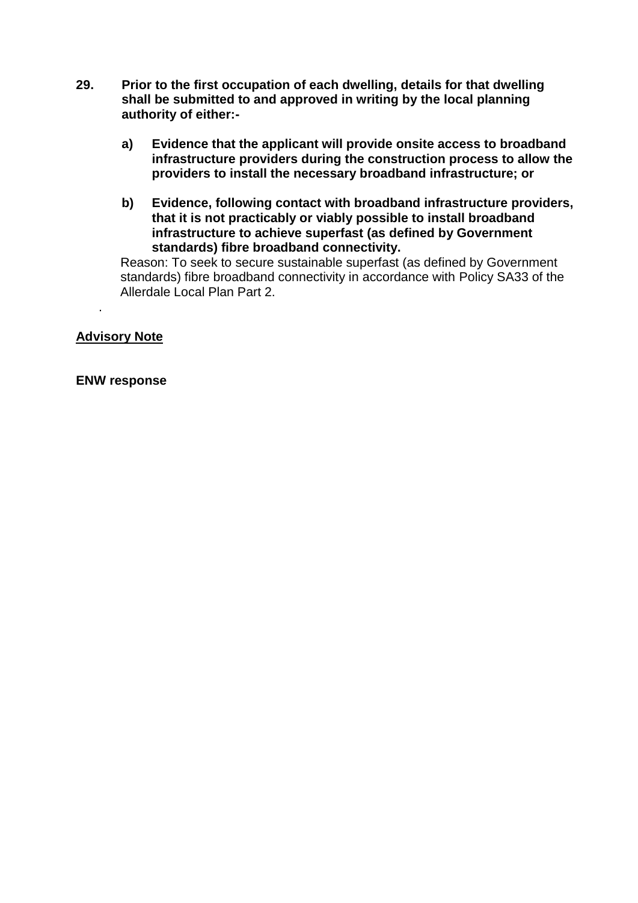**29. Prior to the first occupation of each dwelling, details for that dwelling shall be submitted to and approved in writing by the local planning authority of either:-**

**a) Evidence that the applicant will provide onsite access to broadband infrastructure providers during the construction process to allow the providers to install the necessary broadband infrastructure; or**

**b) Evidence, following contact with broadband infrastructure providers, that it is not practicably or viably possible to install broadband infrastructure to achieve superfast (as defined by Government standards) fibre broadband connectivity.**

Reason: To seek to secure sustainable superfast (as defined by Government standards) fibre broadband connectivity in accordance with Policy SA33 of the Allerdale Local Plan Part 2.

.

**Advisory Note**

**ENW response**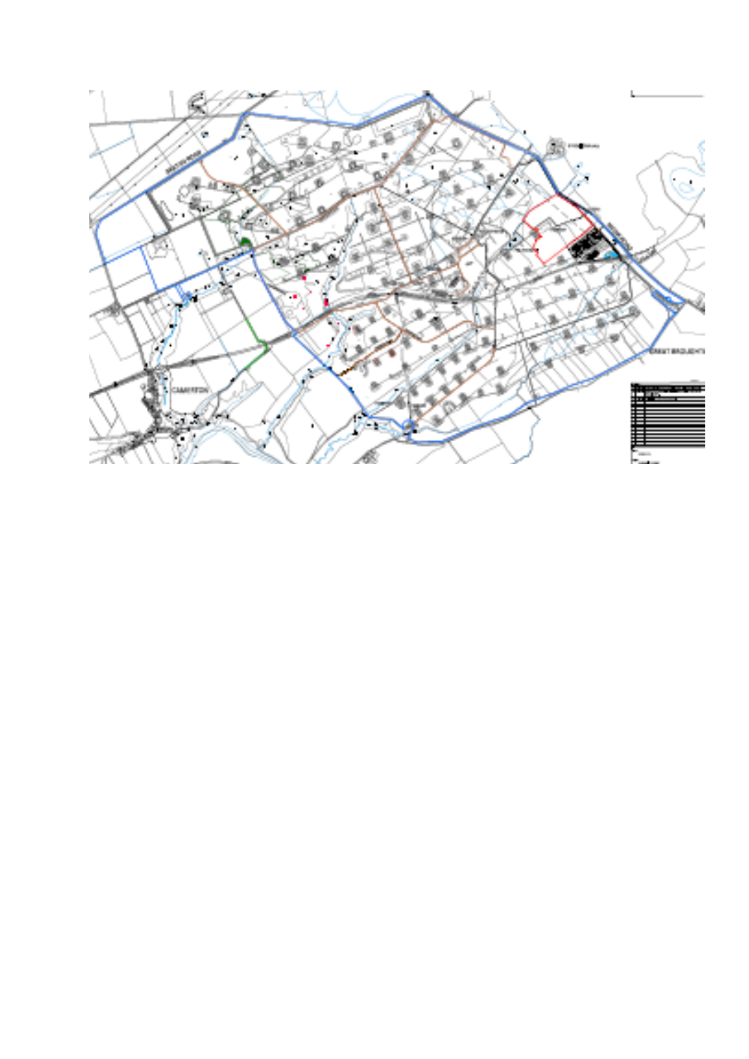CAMERTON

GREAT BROUGHTON